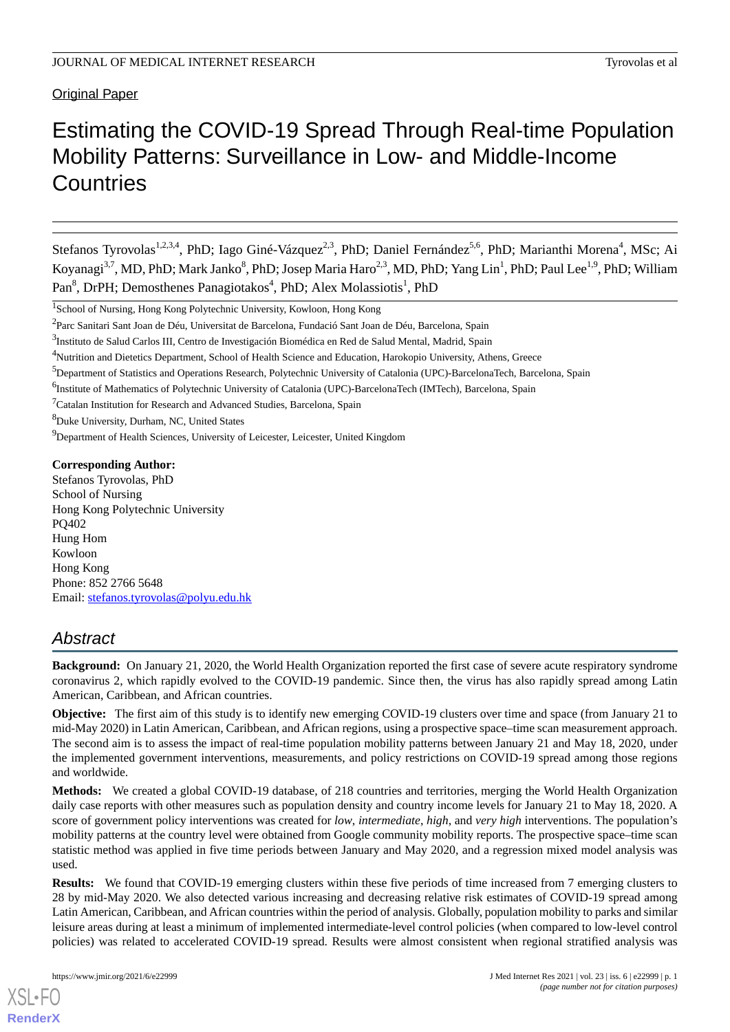Original Paper

# Estimating the COVID-19 Spread Through Real-time Population Mobility Patterns: Surveillance in Low- and Middle-Income Countries

Stefanos Tyrovolas[1,2,3,4], PhD; Iago Giné-Vázquez[2,3], PhD; Daniel Fernández[5,6], PhD; Marianthi Morena[4], MSc; Ai Koyanagi[3,7], MD, PhD; Mark Janko[8], PhD; Josep Maria Haro[2,3], MD, PhD; Yang Lin[1], PhD; Paul Lee[1,9], PhD; William Pan[8], DrPH; Demosthenes Panagiotakos[4], PhD; Alex Molassiotis[1], PhD

[1]School of Nursing, Hong Kong Polytechnic University, Kowloon, Hong Kong

[2]Parc Sanitari Sant Joan de Déu, Universitat de Barcelona, Fundació Sant Joan de Déu, Barcelona, Spain

[3]Instituto de Salud Carlos III, Centro de Investigación Biomédica en Red de Salud Mental, Madrid, Spain

[4]Nutrition and Dietetics Department, School of Health Science and Education, Harokopio University, Athens, Greece

[5]Department of Statistics and Operations Research, Polytechnic University of Catalonia (UPC)-BarcelonaTech, Barcelona, Spain

[6]Institute of Mathematics of Polytechnic University of Catalonia (UPC)-BarcelonaTech (IMTech), Barcelona, Spain

[7]Catalan Institution for Research and Advanced Studies, Barcelona, Spain

[8]Duke University, Durham, NC, United States

[9]Department of Health Sciences, University of Leicester, Leicester, United Kingdom

**Corresponding Author:**
Stefanos Tyrovolas, PhD
School of Nursing
Hong Kong Polytechnic University
PQ402
Hung Hom
Kowloon
Hong Kong
Phone: 852 2766 5648
Email: stefanos.tyrovolas@polyu.edu.hk

## Abstract

**Background:** On January 21, 2020, the World Health Organization reported the first case of severe acute respiratory syndrome coronavirus 2, which rapidly evolved to the COVID-19 pandemic. Since then, the virus has also rapidly spread among Latin American, Caribbean, and African countries.

**Objective:** The first aim of this study is to identify new emerging COVID-19 clusters over time and space (from January 21 to mid-May 2020) in Latin American, Caribbean, and African regions, using a prospective space–time scan measurement approach. The second aim is to assess the impact of real-time population mobility patterns between January 21 and May 18, 2020, under the implemented government interventions, measurements, and policy restrictions on COVID-19 spread among those regions and worldwide.

**Methods:** We created a global COVID-19 database, of 218 countries and territories, merging the World Health Organization daily case reports with other measures such as population density and country income levels for January 21 to May 18, 2020. A score of government policy interventions was created for *low*, *intermediate*, *high*, and *very high* interventions. The population's mobility patterns at the country level were obtained from Google community mobility reports. The prospective space–time scan statistic method was applied in five time periods between January and May 2020, and a regression mixed model analysis was used.

**Results:** We found that COVID-19 emerging clusters within these five periods of time increased from 7 emerging clusters to 28 by mid-May 2020. We also detected various increasing and decreasing relative risk estimates of COVID-19 spread among Latin American, Caribbean, and African countries within the period of analysis. Globally, population mobility to parks and similar leisure areas during at least a minimum of implemented intermediate-level control policies (when compared to low-level control policies) was related to accelerated COVID-19 spread. Results were almost consistent when regional stratified analysis was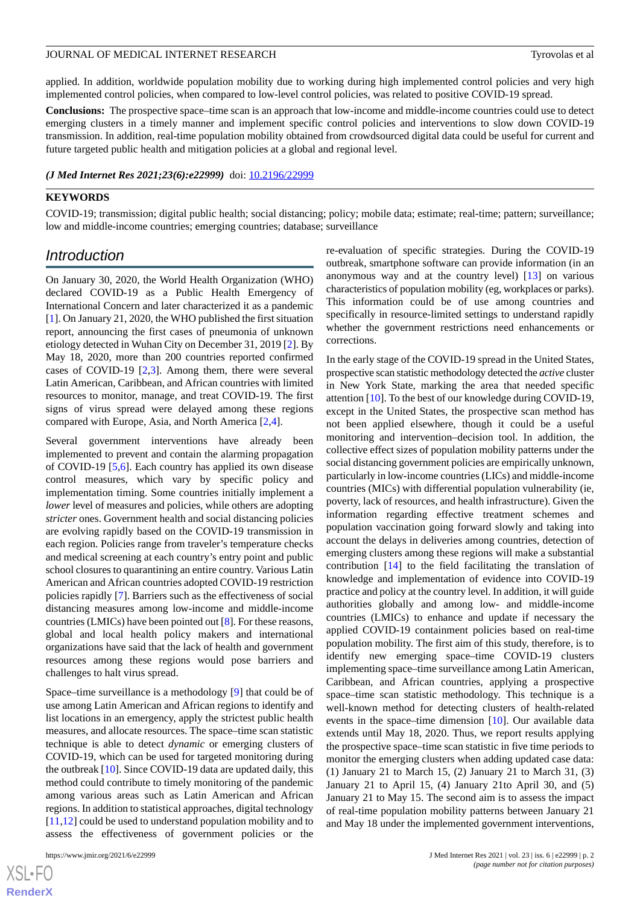applied. In addition, worldwide population mobility due to working during high implemented control policies and very high implemented control policies, when compared to low-level control policies, was related to positive COVID-19 spread.

**Conclusions:** The prospective space–time scan is an approach that low-income and middle-income countries could use to detect emerging clusters in a timely manner and implement specific control policies and interventions to slow down COVID-19 transmission. In addition, real-time population mobility obtained from crowdsourced digital data could be useful for current and future targeted public health and mitigation policies at a global and regional level.

***(J Med Internet Res 2021;23(6):e22999)*** doi: 10.2196/22999

**KEYWORDS**

COVID-19; transmission; digital public health; social distancing; policy; mobile data; estimate; real-time; pattern; surveillance; low and middle-income countries; emerging countries; database; surveillance

## Introduction

On January 30, 2020, the World Health Organization (WHO) declared COVID-19 as a Public Health Emergency of International Concern and later characterized it as a pandemic [1]. On January 21, 2020, the WHO published the first situation report, announcing the first cases of pneumonia of unknown etiology detected in Wuhan City on December 31, 2019 [2]. By May 18, 2020, more than 200 countries reported confirmed cases of COVID-19 [2,3]. Among them, there were several Latin American, Caribbean, and African countries with limited resources to monitor, manage, and treat COVID-19. The first signs of virus spread were delayed among these regions compared with Europe, Asia, and North America [2,4].

Several government interventions have already been implemented to prevent and contain the alarming propagation of COVID-19 [5,6]. Each country has applied its own disease control measures, which vary by specific policy and implementation timing. Some countries initially implement a *lower* level of measures and policies, while others are adopting *stricter* ones. Government health and social distancing policies are evolving rapidly based on the COVID-19 transmission in each region. Policies range from traveler's temperature checks and medical screening at each country's entry point and public school closures to quarantining an entire country. Various Latin American and African countries adopted COVID-19 restriction policies rapidly [7]. Barriers such as the effectiveness of social distancing measures among low-income and middle-income countries (LMICs) have been pointed out [8]. For these reasons, global and local health policy makers and international organizations have said that the lack of health and government resources among these regions would pose barriers and challenges to halt virus spread.

Space–time surveillance is a methodology [9] that could be of use among Latin American and African regions to identify and list locations in an emergency, apply the strictest public health measures, and allocate resources. The space–time scan statistic technique is able to detect *dynamic* or emerging clusters of COVID-19, which can be used for targeted monitoring during the outbreak [10]. Since COVID-19 data are updated daily, this method could contribute to timely monitoring of the pandemic among various areas such as Latin American and African regions. In addition to statistical approaches, digital technology [11,12] could be used to understand population mobility and to assess the effectiveness of government policies or the re-evaluation of specific strategies. During the COVID-19 outbreak, smartphone software can provide information (in an anonymous way and at the country level) [13] on various characteristics of population mobility (eg, workplaces or parks). This information could be of use among countries and specifically in resource-limited settings to understand rapidly whether the government restrictions need enhancements or corrections.

In the early stage of the COVID-19 spread in the United States, prospective scan statistic methodology detected the *active* cluster in New York State, marking the area that needed specific attention [10]. To the best of our knowledge during COVID-19, except in the United States, the prospective scan method has not been applied elsewhere, though it could be a useful monitoring and intervention–decision tool. In addition, the collective effect sizes of population mobility patterns under the social distancing government policies are empirically unknown, particularly in low-income countries (LICs) and middle-income countries (MICs) with differential population vulnerability (ie, poverty, lack of resources, and health infrastructure). Given the information regarding effective treatment schemes and population vaccination going forward slowly and taking into account the delays in deliveries among countries, detection of emerging clusters among these regions will make a substantial contribution [14] to the field facilitating the translation of knowledge and implementation of evidence into COVID-19 practice and policy at the country level. In addition, it will guide authorities globally and among low- and middle-income countries (LMICs) to enhance and update if necessary the applied COVID-19 containment policies based on real-time population mobility. The first aim of this study, therefore, is to identify new emerging space–time COVID-19 clusters implementing space–time surveillance among Latin American, Caribbean, and African countries, applying a prospective space–time scan statistic methodology. This technique is a well-known method for detecting clusters of health-related events in the space–time dimension [10]. Our available data extends until May 18, 2020. Thus, we report results applying the prospective space–time scan statistic in five time periods to monitor the emerging clusters when adding updated case data: (1) January 21 to March 15, (2) January 21 to March 31, (3) January 21 to April 15, (4) January 21to April 30, and (5) January 21 to May 15. The second aim is to assess the impact of real-time population mobility patterns between January 21 and May 18 under the implemented government interventions,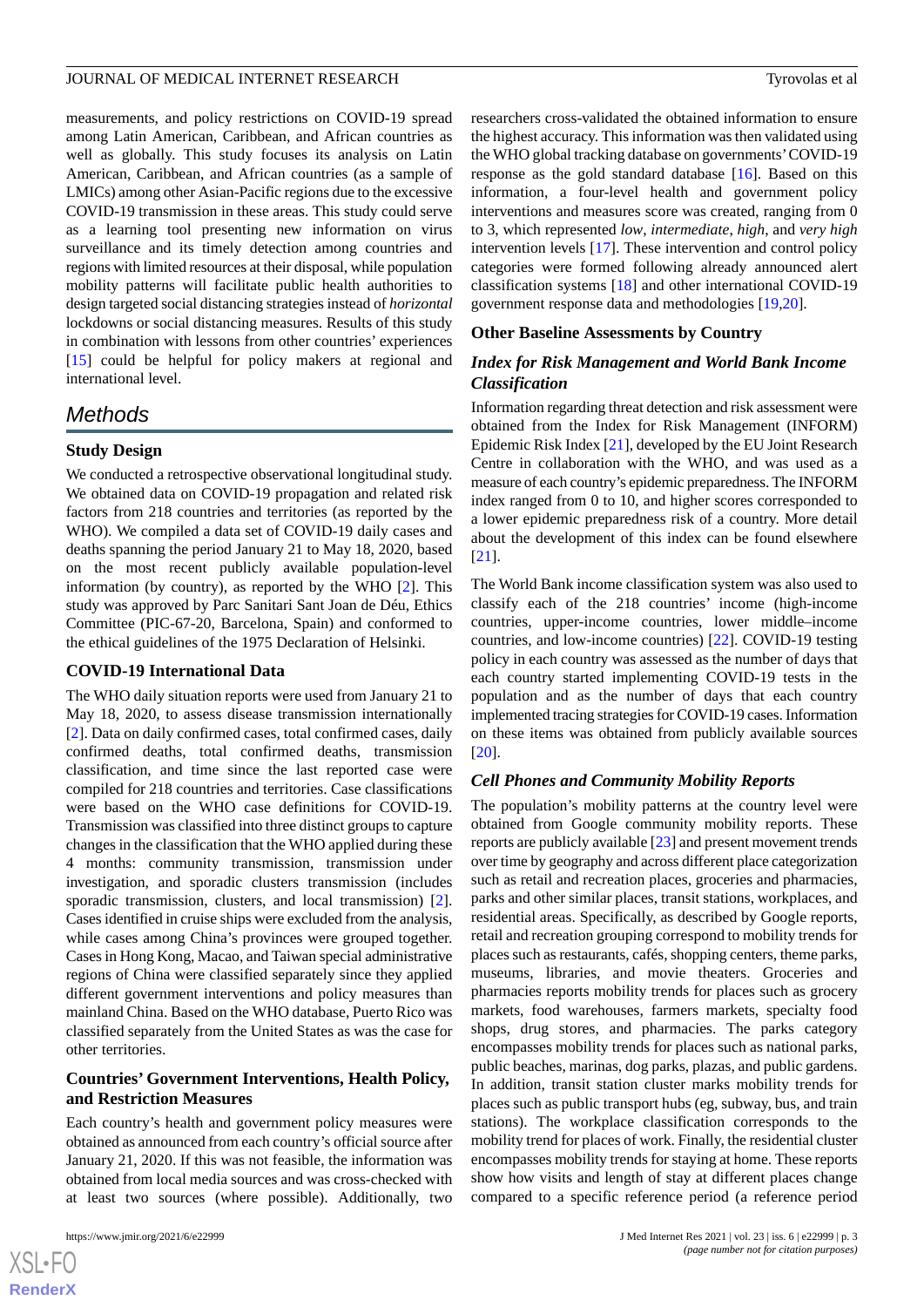measurements, and policy restrictions on COVID-19 spread among Latin American, Caribbean, and African countries as well as globally. This study focuses its analysis on Latin American, Caribbean, and African countries (as a sample of LMICs) among other Asian-Pacific regions due to the excessive COVID-19 transmission in these areas. This study could serve as a learning tool presenting new information on virus surveillance and its timely detection among countries and regions with limited resources at their disposal, while population mobility patterns will facilitate public health authorities to design targeted social distancing strategies instead of *horizontal* lockdowns or social distancing measures. Results of this study in combination with lessons from other countries' experiences [15] could be helpful for policy makers at regional and international level.

## Methods

### Study Design

We conducted a retrospective observational longitudinal study. We obtained data on COVID-19 propagation and related risk factors from 218 countries and territories (as reported by the WHO). We compiled a data set of COVID-19 daily cases and deaths spanning the period January 21 to May 18, 2020, based on the most recent publicly available population-level information (by country), as reported by the WHO [2]. This study was approved by Parc Sanitari Sant Joan de Déu, Ethics Committee (PIC-67-20, Barcelona, Spain) and conformed to the ethical guidelines of the 1975 Declaration of Helsinki.

### COVID-19 International Data

The WHO daily situation reports were used from January 21 to May 18, 2020, to assess disease transmission internationally [2]. Data on daily confirmed cases, total confirmed cases, daily confirmed deaths, total confirmed deaths, transmission classification, and time since the last reported case were compiled for 218 countries and territories. Case classifications were based on the WHO case definitions for COVID-19. Transmission was classified into three distinct groups to capture changes in the classification that the WHO applied during these 4 months: community transmission, transmission under investigation, and sporadic clusters transmission (includes sporadic transmission, clusters, and local transmission) [2]. Cases identified in cruise ships were excluded from the analysis, while cases among China's provinces were grouped together. Cases in Hong Kong, Macao, and Taiwan special administrative regions of China were classified separately since they applied different government interventions and policy measures than mainland China. Based on the WHO database, Puerto Rico was classified separately from the United States as was the case for other territories.

### Countries' Government Interventions, Health Policy, and Restriction Measures

Each country's health and government policy measures were obtained as announced from each country's official source after January 21, 2020. If this was not feasible, the information was obtained from local media sources and was cross-checked with at least two sources (where possible). Additionally, two researchers cross-validated the obtained information to ensure the highest accuracy. This information was then validated using the WHO global tracking database on governments' COVID-19 response as the gold standard database [16]. Based on this information, a four-level health and government policy interventions and measures score was created, ranging from 0 to 3, which represented *low*, *intermediate*, *high*, and *very high* intervention levels [17]. These intervention and control policy categories were formed following already announced alert classification systems [18] and other international COVID-19 government response data and methodologies [19,20].

### Other Baseline Assessments by Country

#### *Index for Risk Management and World Bank Income Classification*

Information regarding threat detection and risk assessment were obtained from the Index for Risk Management (INFORM) Epidemic Risk Index [21], developed by the EU Joint Research Centre in collaboration with the WHO, and was used as a measure of each country's epidemic preparedness. The INFORM index ranged from 0 to 10, and higher scores corresponded to a lower epidemic preparedness risk of a country. More detail about the development of this index can be found elsewhere [21].

The World Bank income classification system was also used to classify each of the 218 countries' income (high-income countries, upper-income countries, lower middle–income countries, and low-income countries) [22]. COVID-19 testing policy in each country was assessed as the number of days that each country started implementing COVID-19 tests in the population and as the number of days that each country implemented tracing strategies for COVID-19 cases. Information on these items was obtained from publicly available sources [20].

#### *Cell Phones and Community Mobility Reports*

The population's mobility patterns at the country level were obtained from Google community mobility reports. These reports are publicly available [23] and present movement trends over time by geography and across different place categorization such as retail and recreation places, groceries and pharmacies, parks and other similar places, transit stations, workplaces, and residential areas. Specifically, as described by Google reports, retail and recreation grouping correspond to mobility trends for places such as restaurants, cafés, shopping centers, theme parks, museums, libraries, and movie theaters. Groceries and pharmacies reports mobility trends for places such as grocery markets, food warehouses, farmers markets, specialty food shops, drug stores, and pharmacies. The parks category encompasses mobility trends for places such as national parks, public beaches, marinas, dog parks, plazas, and public gardens. In addition, transit station cluster marks mobility trends for places such as public transport hubs (eg, subway, bus, and train stations). The workplace classification corresponds to the mobility trend for places of work. Finally, the residential cluster encompasses mobility trends for staying at home. These reports show how visits and length of stay at different places change compared to a specific reference period (a reference period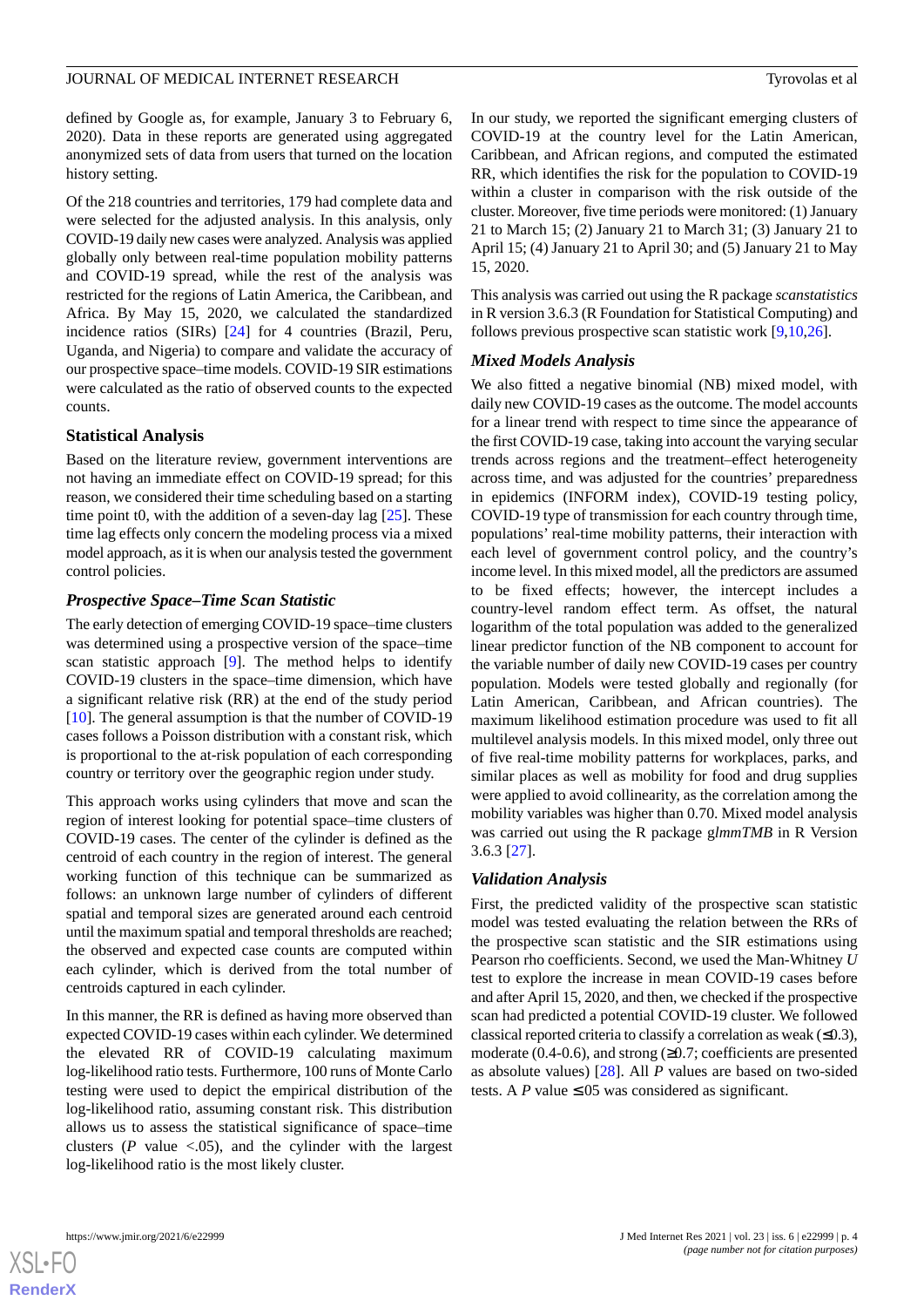defined by Google as, for example, January 3 to February 6, 2020). Data in these reports are generated using aggregated anonymized sets of data from users that turned on the location history setting.

Of the 218 countries and territories, 179 had complete data and were selected for the adjusted analysis. In this analysis, only COVID-19 daily new cases were analyzed. Analysis was applied globally only between real-time population mobility patterns and COVID-19 spread, while the rest of the analysis was restricted for the regions of Latin America, the Caribbean, and Africa. By May 15, 2020, we calculated the standardized incidence ratios (SIRs) [24] for 4 countries (Brazil, Peru, Uganda, and Nigeria) to compare and validate the accuracy of our prospective space–time models. COVID-19 SIR estimations were calculated as the ratio of observed counts to the expected counts.

### Statistical Analysis

Based on the literature review, government interventions are not having an immediate effect on COVID-19 spread; for this reason, we considered their time scheduling based on a starting time point t0, with the addition of a seven-day lag [25]. These time lag effects only concern the modeling process via a mixed model approach, as it is when our analysis tested the government control policies.

#### *Prospective Space–Time Scan Statistic*

The early detection of emerging COVID-19 space–time clusters was determined using a prospective version of the space–time scan statistic approach [9]. The method helps to identify COVID-19 clusters in the space–time dimension, which have a significant relative risk (RR) at the end of the study period [10]. The general assumption is that the number of COVID-19 cases follows a Poisson distribution with a constant risk, which is proportional to the at-risk population of each corresponding country or territory over the geographic region under study.

This approach works using cylinders that move and scan the region of interest looking for potential space–time clusters of COVID-19 cases. The center of the cylinder is defined as the centroid of each country in the region of interest. The general working function of this technique can be summarized as follows: an unknown large number of cylinders of different spatial and temporal sizes are generated around each centroid until the maximum spatial and temporal thresholds are reached; the observed and expected case counts are computed within each cylinder, which is derived from the total number of centroids captured in each cylinder.

In this manner, the RR is defined as having more observed than expected COVID-19 cases within each cylinder. We determined the elevated RR of COVID-19 calculating maximum log-likelihood ratio tests. Furthermore, 100 runs of Monte Carlo testing were used to depict the empirical distribution of the log-likelihood ratio, assuming constant risk. This distribution allows us to assess the statistical significance of space–time clusters (*P* value <.05), and the cylinder with the largest log-likelihood ratio is the most likely cluster.

In our study, we reported the significant emerging clusters of COVID-19 at the country level for the Latin American, Caribbean, and African regions, and computed the estimated RR, which identifies the risk for the population to COVID-19 within a cluster in comparison with the risk outside of the cluster. Moreover, five time periods were monitored: (1) January 21 to March 15; (2) January 21 to March 31; (3) January 21 to April 15; (4) January 21 to April 30; and (5) January 21 to May 15, 2020.

This analysis was carried out using the R package *scanstatistics* in R version 3.6.3 (R Foundation for Statistical Computing) and follows previous prospective scan statistic work [9,10,26].

#### *Mixed Models Analysis*

We also fitted a negative binomial (NB) mixed model, with daily new COVID-19 cases as the outcome. The model accounts for a linear trend with respect to time since the appearance of the first COVID-19 case, taking into account the varying secular trends across regions and the treatment–effect heterogeneity across time, and was adjusted for the countries' preparedness in epidemics (INFORM index), COVID-19 testing policy, COVID-19 type of transmission for each country through time, populations' real-time mobility patterns, their interaction with each level of government control policy, and the country's income level. In this mixed model, all the predictors are assumed to be fixed effects; however, the intercept includes a country-level random effect term. As offset, the natural logarithm of the total population was added to the generalized linear predictor function of the NB component to account for the variable number of daily new COVID-19 cases per country population. Models were tested globally and regionally (for Latin American, Caribbean, and African countries). The maximum likelihood estimation procedure was used to fit all multilevel analysis models. In this mixed model, only three out of five real-time mobility patterns for workplaces, parks, and similar places as well as mobility for food and drug supplies were applied to avoid collinearity, as the correlation among the mobility variables was higher than 0.70. Mixed model analysis was carried out using the R package g*lmmTMB* in R Version 3.6.3 [27].

#### *Validation Analysis*

First, the predicted validity of the prospective scan statistic model was tested evaluating the relation between the RRs of the prospective scan statistic and the SIR estimations using Pearson rho coefficients. Second, we used the Man-Whitney *U* test to explore the increase in mean COVID-19 cases before and after April 15, 2020, and then, we checked if the prospective scan had predicted a potential COVID-19 cluster. We followed classical reported criteria to classify a correlation as weak (≤0.3), moderate (0.4-0.6), and strong (≥0.7; coefficients are presented as absolute values) [28]. All *P* values are based on two-sided tests. A *P* value ≤.05 was considered as significant.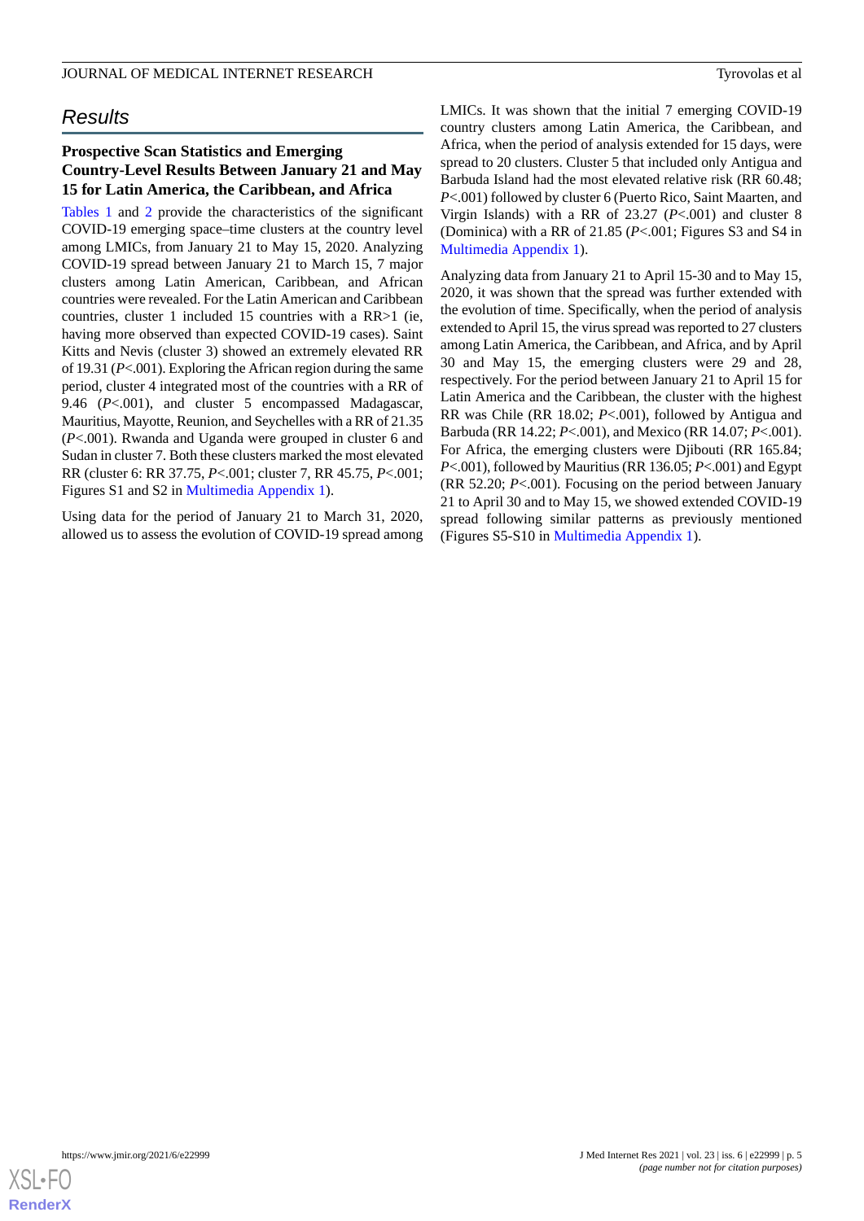## Results

### Prospective Scan Statistics and Emerging Country-Level Results Between January 21 and May 15 for Latin America, the Caribbean, and Africa

Tables 1 and 2 provide the characteristics of the significant COVID-19 emerging space–time clusters at the country level among LMICs, from January 21 to May 15, 2020. Analyzing COVID-19 spread between January 21 to March 15, 7 major clusters among Latin American, Caribbean, and African countries were revealed. For the Latin American and Caribbean countries, cluster 1 included 15 countries with a RR>1 (ie, having more observed than expected COVID-19 cases). Saint Kitts and Nevis (cluster 3) showed an extremely elevated RR of 19.31 (*P*<.001). Exploring the African region during the same period, cluster 4 integrated most of the countries with a RR of 9.46 (*P*<.001), and cluster 5 encompassed Madagascar, Mauritius, Mayotte, Reunion, and Seychelles with a RR of 21.35 (*P*<.001). Rwanda and Uganda were grouped in cluster 6 and Sudan in cluster 7. Both these clusters marked the most elevated RR (cluster 6: RR 37.75, *P*<.001; cluster 7, RR 45.75, *P*<.001; Figures S1 and S2 in Multimedia Appendix 1).

Using data for the period of January 21 to March 31, 2020, allowed us to assess the evolution of COVID-19 spread among LMICs. It was shown that the initial 7 emerging COVID-19 country clusters among Latin America, the Caribbean, and Africa, when the period of analysis extended for 15 days, were spread to 20 clusters. Cluster 5 that included only Antigua and Barbuda Island had the most elevated relative risk (RR 60.48; *P*<.001) followed by cluster 6 (Puerto Rico, Saint Maarten, and Virgin Islands) with a RR of 23.27 (*P*<.001) and cluster 8 (Dominica) with a RR of 21.85 (*P*<.001; Figures S3 and S4 in Multimedia Appendix 1).

Analyzing data from January 21 to April 15-30 and to May 15, 2020, it was shown that the spread was further extended with the evolution of time. Specifically, when the period of analysis extended to April 15, the virus spread was reported to 27 clusters among Latin America, the Caribbean, and Africa, and by April 30 and May 15, the emerging clusters were 29 and 28, respectively. For the period between January 21 to April 15 for Latin America and the Caribbean, the cluster with the highest RR was Chile (RR 18.02; *P*<.001), followed by Antigua and Barbuda (RR 14.22; *P*<.001), and Mexico (RR 14.07; *P*<.001). For Africa, the emerging clusters were Djibouti (RR 165.84; *P*<.001), followed by Mauritius (RR 136.05; *P*<.001) and Egypt (RR 52.20; *P*<.001). Focusing on the period between January 21 to April 30 and to May 15, we showed extended COVID-19 spread following similar patterns as previously mentioned (Figures S5-S10 in Multimedia Appendix 1).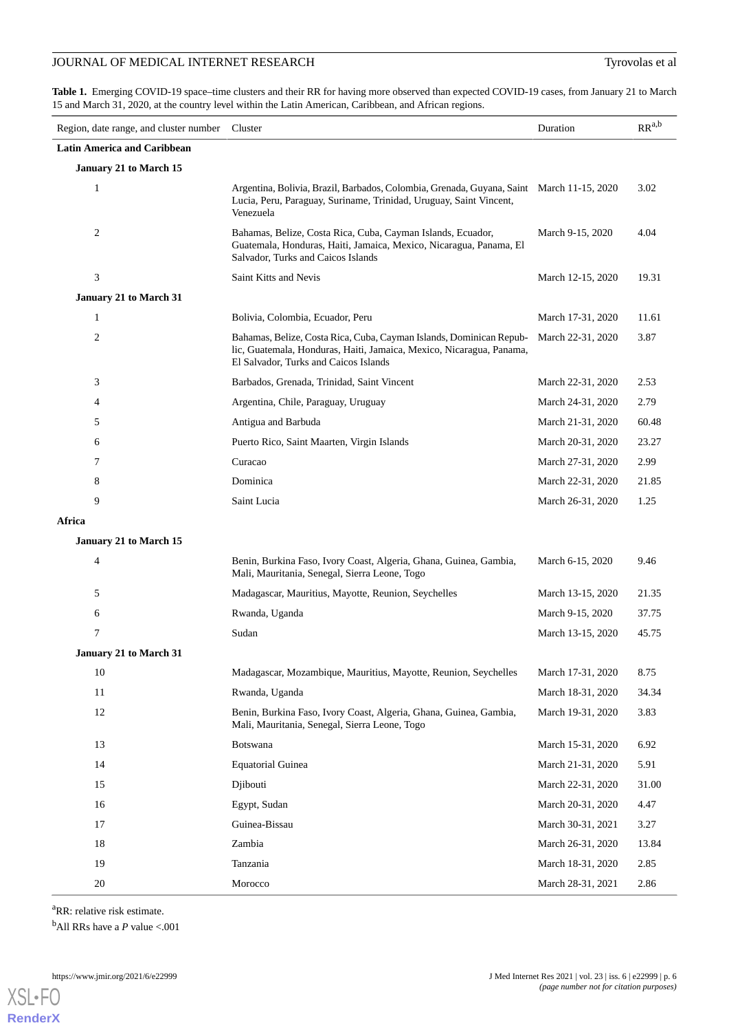**Table 1.** Emerging COVID-19 space–time clusters and their RR for having more observed than expected COVID-19 cases, from January 21 to March 15 and March 31, 2020, at the country level within the Latin American, Caribbean, and African regions.

| Region, date range, and cluster number | Cluster | Duration | RR[a,b] |
|---|---|---|---|
| **Latin America and Caribbean** | | | |
| **January 21 to March 15** | | | |
| 1 | Argentina, Bolivia, Brazil, Barbados, Colombia, Grenada, Guyana, Saint Lucia, Peru, Paraguay, Suriname, Trinidad, Uruguay, Saint Vincent, Venezuela | March 11-15, 2020 | 3.02 |
| 2 | Bahamas, Belize, Costa Rica, Cuba, Cayman Islands, Ecuador, Guatemala, Honduras, Haiti, Jamaica, Mexico, Nicaragua, Panama, El Salvador, Turks and Caicos Islands | March 9-15, 2020 | 4.04 |
| 3 | Saint Kitts and Nevis | March 12-15, 2020 | 19.31 |
| **January 21 to March 31** | | | |
| 1 | Bolivia, Colombia, Ecuador, Peru | March 17-31, 2020 | 11.61 |
| 2 | Bahamas, Belize, Costa Rica, Cuba, Cayman Islands, Dominican Republic, Guatemala, Honduras, Haiti, Jamaica, Mexico, Nicaragua, Panama, El Salvador, Turks and Caicos Islands | March 22-31, 2020 | 3.87 |
| 3 | Barbados, Grenada, Trinidad, Saint Vincent | March 22-31, 2020 | 2.53 |
| 4 | Argentina, Chile, Paraguay, Uruguay | March 24-31, 2020 | 2.79 |
| 5 | Antigua and Barbuda | March 21-31, 2020 | 60.48 |
| 6 | Puerto Rico, Saint Maarten, Virgin Islands | March 20-31, 2020 | 23.27 |
| 7 | Curacao | March 27-31, 2020 | 2.99 |
| 8 | Dominica | March 22-31, 2020 | 21.85 |
| 9 | Saint Lucia | March 26-31, 2020 | 1.25 |
| **Africa** | | | |
| **January 21 to March 15** | | | |
| 4 | Benin, Burkina Faso, Ivory Coast, Algeria, Ghana, Guinea, Gambia, Mali, Mauritania, Senegal, Sierra Leone, Togo | March 6-15, 2020 | 9.46 |
| 5 | Madagascar, Mauritius, Mayotte, Reunion, Seychelles | March 13-15, 2020 | 21.35 |
| 6 | Rwanda, Uganda | March 9-15, 2020 | 37.75 |
| 7 | Sudan | March 13-15, 2020 | 45.75 |
| **January 21 to March 31** | | | |
| 10 | Madagascar, Mozambique, Mauritius, Mayotte, Reunion, Seychelles | March 17-31, 2020 | 8.75 |
| 11 | Rwanda, Uganda | March 18-31, 2020 | 34.34 |
| 12 | Benin, Burkina Faso, Ivory Coast, Algeria, Ghana, Guinea, Gambia, Mali, Mauritania, Senegal, Sierra Leone, Togo | March 19-31, 2020 | 3.83 |
| 13 | Botswana | March 15-31, 2020 | 6.92 |
| 14 | Equatorial Guinea | March 21-31, 2020 | 5.91 |
| 15 | Djibouti | March 22-31, 2020 | 31.00 |
| 16 | Egypt, Sudan | March 20-31, 2020 | 4.47 |
| 17 | Guinea-Bissau | March 30-31, 2021 | 3.27 |
| 18 | Zambia | March 26-31, 2020 | 13.84 |
| 19 | Tanzania | March 18-31, 2020 | 2.85 |
| 20 | Morocco | March 28-31, 2021 | 2.86 |

[a]RR: relative risk estimate.

[b]All RRs have a *P* value <.001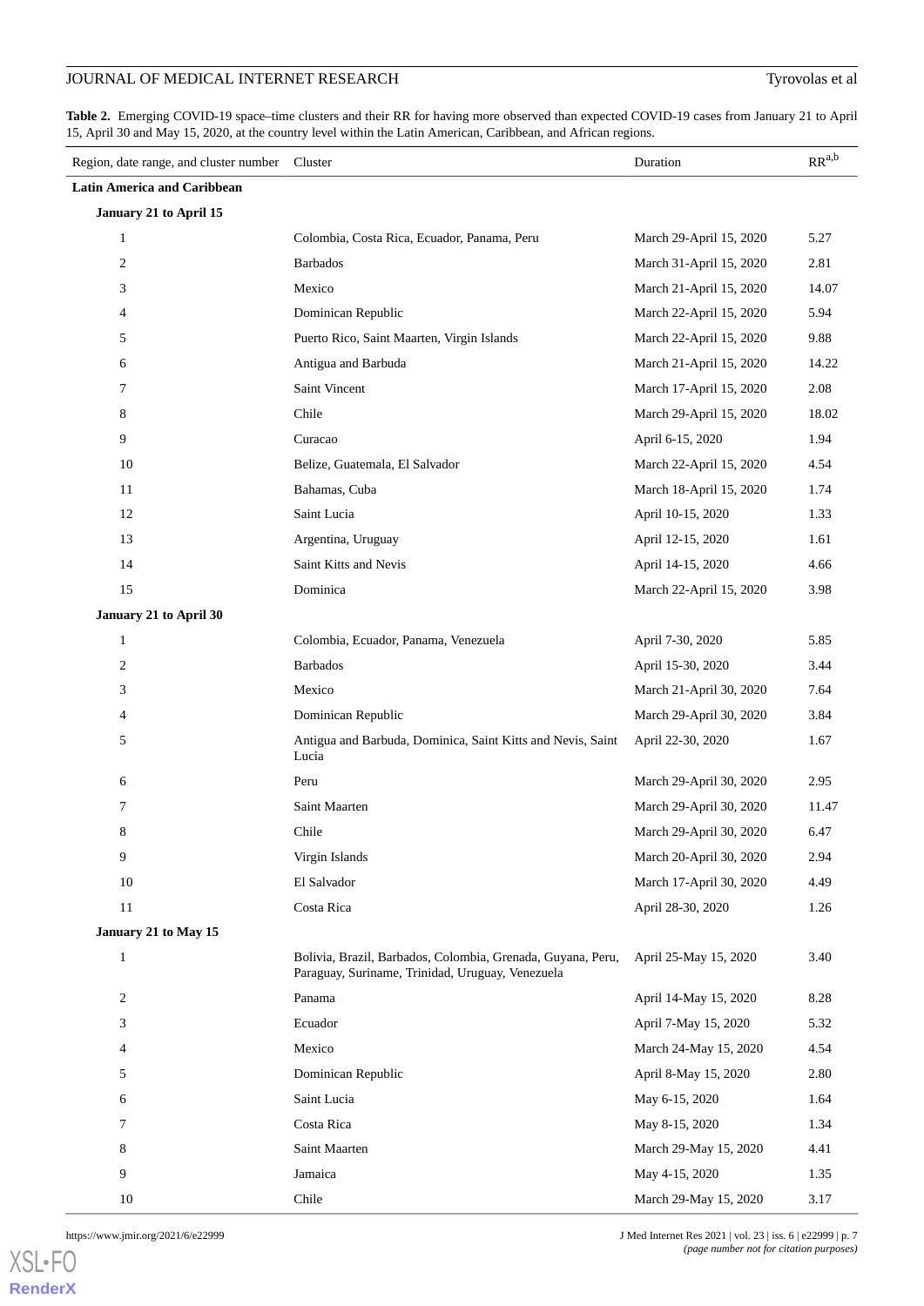**Table 2.** Emerging COVID-19 space–time clusters and their RR for having more observed than expected COVID-19 cases from January 21 to April 15, April 30 and May 15, 2020, at the country level within the Latin American, Caribbean, and African regions.

| Region, date range, and cluster number | Cluster | Duration | RR[a,b] |
|---|---|---|---|
| **Latin America and Caribbean** | | | |
| **January 21 to April 15** | | | |
| 1 | Colombia, Costa Rica, Ecuador, Panama, Peru | March 29-April 15, 2020 | 5.27 |
| 2 | Barbados | March 31-April 15, 2020 | 2.81 |
| 3 | Mexico | March 21-April 15, 2020 | 14.07 |
| 4 | Dominican Republic | March 22-April 15, 2020 | 5.94 |
| 5 | Puerto Rico, Saint Maarten, Virgin Islands | March 22-April 15, 2020 | 9.88 |
| 6 | Antigua and Barbuda | March 21-April 15, 2020 | 14.22 |
| 7 | Saint Vincent | March 17-April 15, 2020 | 2.08 |
| 8 | Chile | March 29-April 15, 2020 | 18.02 |
| 9 | Curacao | April 6-15, 2020 | 1.94 |
| 10 | Belize, Guatemala, El Salvador | March 22-April 15, 2020 | 4.54 |
| 11 | Bahamas, Cuba | March 18-April 15, 2020 | 1.74 |
| 12 | Saint Lucia | April 10-15, 2020 | 1.33 |
| 13 | Argentina, Uruguay | April 12-15, 2020 | 1.61 |
| 14 | Saint Kitts and Nevis | April 14-15, 2020 | 4.66 |
| 15 | Dominica | March 22-April 15, 2020 | 3.98 |
| **January 21 to April 30** | | | |
| 1 | Colombia, Ecuador, Panama, Venezuela | April 7-30, 2020 | 5.85 |
| 2 | Barbados | April 15-30, 2020 | 3.44 |
| 3 | Mexico | March 21-April 30, 2020 | 7.64 |
| 4 | Dominican Republic | March 29-April 30, 2020 | 3.84 |
| 5 | Antigua and Barbuda, Dominica, Saint Kitts and Nevis, Saint Lucia | April 22-30, 2020 | 1.67 |
| 6 | Peru | March 29-April 30, 2020 | 2.95 |
| 7 | Saint Maarten | March 29-April 30, 2020 | 11.47 |
| 8 | Chile | March 29-April 30, 2020 | 6.47 |
| 9 | Virgin Islands | March 20-April 30, 2020 | 2.94 |
| 10 | El Salvador | March 17-April 30, 2020 | 4.49 |
| 11 | Costa Rica | April 28-30, 2020 | 1.26 |
| **January 21 to May 15** | | | |
| 1 | Bolivia, Brazil, Barbados, Colombia, Grenada, Guyana, Peru, Paraguay, Suriname, Trinidad, Uruguay, Venezuela | April 25-May 15, 2020 | 3.40 |
| 2 | Panama | April 14-May 15, 2020 | 8.28 |
| 3 | Ecuador | April 7-May 15, 2020 | 5.32 |
| 4 | Mexico | March 24-May 15, 2020 | 4.54 |
| 5 | Dominican Republic | April 8-May 15, 2020 | 2.80 |
| 6 | Saint Lucia | May 6-15, 2020 | 1.64 |
| 7 | Costa Rica | May 8-15, 2020 | 1.34 |
| 8 | Saint Maarten | March 29-May 15, 2020 | 4.41 |
| 9 | Jamaica | May 4-15, 2020 | 1.35 |
| 10 | Chile | March 29-May 15, 2020 | 3.17 |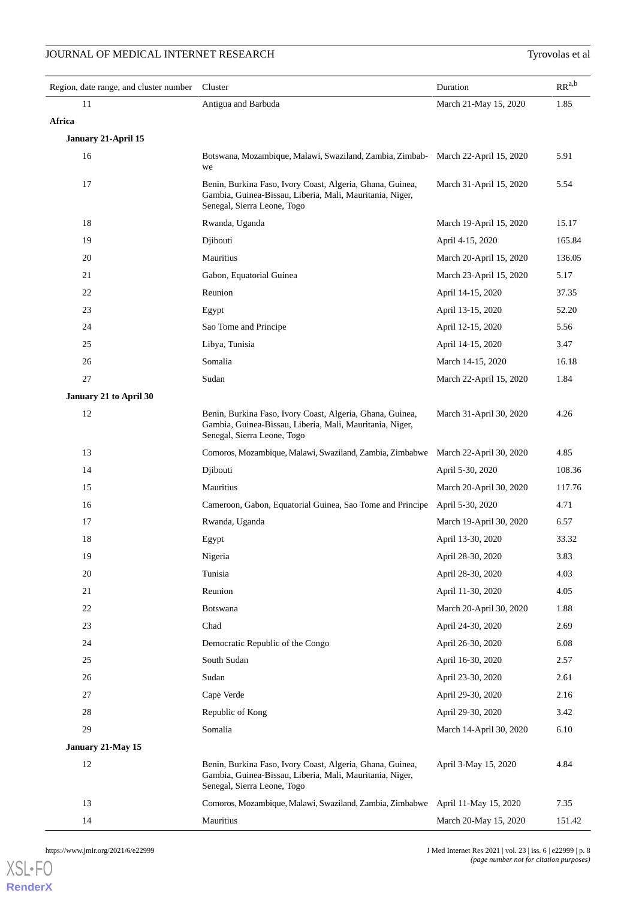| Region, date range, and cluster number | Cluster | Duration | RR[a,b] |
|---|---|---|---|
| 11 | Antigua and Barbuda | March 21-May 15, 2020 | 1.85 |
| **Africa** | | | |
| **January 21-April 15** | | | |
| 16 | Botswana, Mozambique, Malawi, Swaziland, Zambia, Zimbabwe | March 22-April 15, 2020 | 5.91 |
| 17 | Benin, Burkina Faso, Ivory Coast, Algeria, Ghana, Guinea, Gambia, Guinea-Bissau, Liberia, Mali, Mauritania, Niger, Senegal, Sierra Leone, Togo | March 31-April 15, 2020 | 5.54 |
| 18 | Rwanda, Uganda | March 19-April 15, 2020 | 15.17 |
| 19 | Djibouti | April 4-15, 2020 | 165.84 |
| 20 | Mauritius | March 20-April 15, 2020 | 136.05 |
| 21 | Gabon, Equatorial Guinea | March 23-April 15, 2020 | 5.17 |
| 22 | Reunion | April 14-15, 2020 | 37.35 |
| 23 | Egypt | April 13-15, 2020 | 52.20 |
| 24 | Sao Tome and Principe | April 12-15, 2020 | 5.56 |
| 25 | Libya, Tunisia | April 14-15, 2020 | 3.47 |
| 26 | Somalia | March 14-15, 2020 | 16.18 |
| 27 | Sudan | March 22-April 15, 2020 | 1.84 |
| **January 21 to April 30** | | | |
| 12 | Benin, Burkina Faso, Ivory Coast, Algeria, Ghana, Guinea, Gambia, Guinea-Bissau, Liberia, Mali, Mauritania, Niger, Senegal, Sierra Leone, Togo | March 31-April 30, 2020 | 4.26 |
| 13 | Comoros, Mozambique, Malawi, Swaziland, Zambia, Zimbabwe | March 22-April 30, 2020 | 4.85 |
| 14 | Djibouti | April 5-30, 2020 | 108.36 |
| 15 | Mauritius | March 20-April 30, 2020 | 117.76 |
| 16 | Cameroon, Gabon, Equatorial Guinea, Sao Tome and Principe | April 5-30, 2020 | 4.71 |
| 17 | Rwanda, Uganda | March 19-April 30, 2020 | 6.57 |
| 18 | Egypt | April 13-30, 2020 | 33.32 |
| 19 | Nigeria | April 28-30, 2020 | 3.83 |
| 20 | Tunisia | April 28-30, 2020 | 4.03 |
| 21 | Reunion | April 11-30, 2020 | 4.05 |
| 22 | Botswana | March 20-April 30, 2020 | 1.88 |
| 23 | Chad | April 24-30, 2020 | 2.69 |
| 24 | Democratic Republic of the Congo | April 26-30, 2020 | 6.08 |
| 25 | South Sudan | April 16-30, 2020 | 2.57 |
| 26 | Sudan | April 23-30, 2020 | 2.61 |
| 27 | Cape Verde | April 29-30, 2020 | 2.16 |
| 28 | Republic of Kong | April 29-30, 2020 | 3.42 |
| 29 | Somalia | March 14-April 30, 2020 | 6.10 |
| **January 21-May 15** | | | |
| 12 | Benin, Burkina Faso, Ivory Coast, Algeria, Ghana, Guinea, Gambia, Guinea-Bissau, Liberia, Mali, Mauritania, Niger, Senegal, Sierra Leone, Togo | April 3-May 15, 2020 | 4.84 |
| 13 | Comoros, Mozambique, Malawi, Swaziland, Zambia, Zimbabwe | April 11-May 15, 2020 | 7.35 |
| 14 | Mauritius | March 20-May 15, 2020 | 151.42 |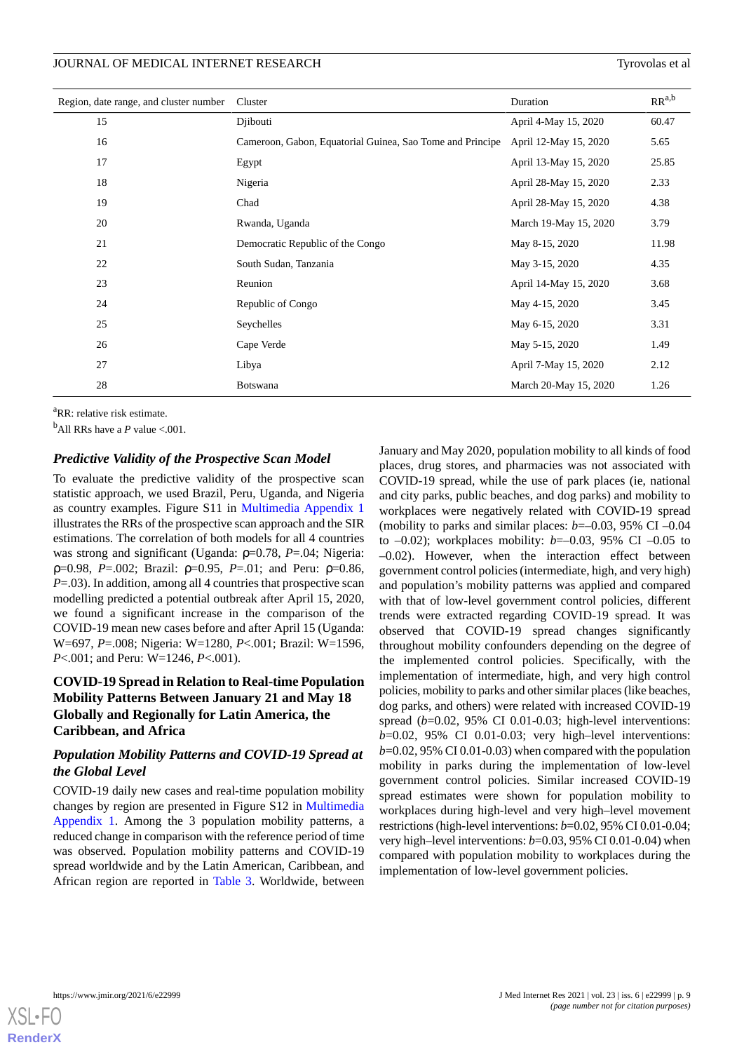| Region, date range, and cluster number | Cluster | Duration | RR[a,b] |
|---|---|---|---|
| 15 | Djibouti | April 4-May 15, 2020 | 60.47 |
| 16 | Cameroon, Gabon, Equatorial Guinea, Sao Tome and Principe | April 12-May 15, 2020 | 5.65 |
| 17 | Egypt | April 13-May 15, 2020 | 25.85 |
| 18 | Nigeria | April 28-May 15, 2020 | 2.33 |
| 19 | Chad | April 28-May 15, 2020 | 4.38 |
| 20 | Rwanda, Uganda | March 19-May 15, 2020 | 3.79 |
| 21 | Democratic Republic of the Congo | May 8-15, 2020 | 11.98 |
| 22 | South Sudan, Tanzania | May 3-15, 2020 | 4.35 |
| 23 | Reunion | April 14-May 15, 2020 | 3.68 |
| 24 | Republic of Congo | May 4-15, 2020 | 3.45 |
| 25 | Seychelles | May 6-15, 2020 | 3.31 |
| 26 | Cape Verde | May 5-15, 2020 | 1.49 |
| 27 | Libya | April 7-May 15, 2020 | 2.12 |
| 28 | Botswana | March 20-May 15, 2020 | 1.26 |

[a]RR: relative risk estimate.

[b]All RRs have a *P* value <.001.

### *Predictive Validity of the Prospective Scan Model*

To evaluate the predictive validity of the prospective scan statistic approach, we used Brazil, Peru, Uganda, and Nigeria as country examples. Figure S11 in Multimedia Appendix 1 illustrates the RRs of the prospective scan approach and the SIR estimations. The correlation of both models for all 4 countries was strong and significant (Uganda: ρ=0.78, *P*=.04; Nigeria: ρ=0.98, *P*=.002; Brazil: ρ=0.95, *P*=.01; and Peru: ρ=0.86, *P*=.03). In addition, among all 4 countries that prospective scan modelling predicted a potential outbreak after April 15, 2020, we found a significant increase in the comparison of the COVID-19 mean new cases before and after April 15 (Uganda: W=697, *P*=.008; Nigeria: W=1280, *P*<.001; Brazil: W=1596, *P*<.001; and Peru: W=1246, *P*<.001).

## COVID-19 Spread in Relation to Real-time Population Mobility Patterns Between January 21 and May 18 Globally and Regionally for Latin America, the Caribbean, and Africa

### *Population Mobility Patterns and COVID-19 Spread at the Global Level*

COVID-19 daily new cases and real-time population mobility changes by region are presented in Figure S12 in Multimedia Appendix 1. Among the 3 population mobility patterns, a reduced change in comparison with the reference period of time was observed. Population mobility patterns and COVID-19 spread worldwide and by the Latin American, Caribbean, and African region are reported in Table 3. Worldwide, between January and May 2020, population mobility to all kinds of food places, drug stores, and pharmacies was not associated with COVID-19 spread, while the use of park places (ie, national and city parks, public beaches, and dog parks) and mobility to workplaces were negatively related with COVID-19 spread (mobility to parks and similar places: *b*=–0.03, 95% CI –0.04 to –0.02); workplaces mobility: *b*=–0.03, 95% CI –0.05 to –0.02). However, when the interaction effect between government control policies (intermediate, high, and very high) and population's mobility patterns was applied and compared with that of low-level government control policies, different trends were extracted regarding COVID-19 spread. It was observed that COVID-19 spread changes significantly throughout mobility confounders depending on the degree of the implemented control policies. Specifically, with the implementation of intermediate, high, and very high control policies, mobility to parks and other similar places (like beaches, dog parks, and others) were related with increased COVID-19 spread (*b*=0.02, 95% CI 0.01-0.03; high-level interventions: *b*=0.02, 95% CI 0.01-0.03; very high–level interventions: *b*=0.02, 95% CI 0.01-0.03) when compared with the population mobility in parks during the implementation of low-level government control policies. Similar increased COVID-19 spread estimates were shown for population mobility to workplaces during high-level and very high–level movement restrictions (high-level interventions: *b*=0.02, 95% CI 0.01-0.04; very high–level interventions: *b*=0.03, 95% CI 0.01-0.04) when compared with population mobility to workplaces during the implementation of low-level government policies.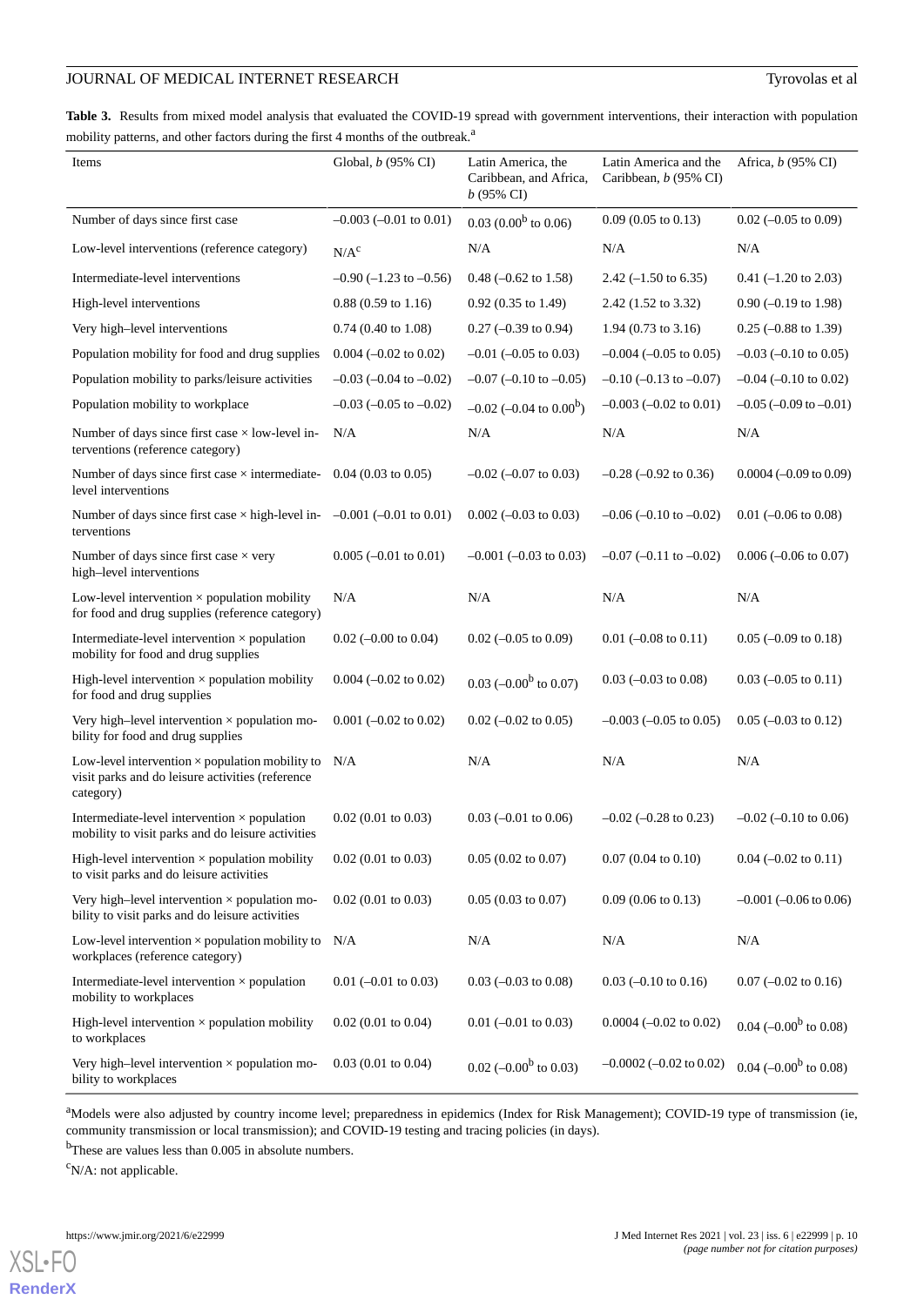**Table 3.** Results from mixed model analysis that evaluated the COVID-19 spread with government interventions, their interaction with population mobility patterns, and other factors during the first 4 months of the outbreak.[a]

| Items | Global, *b* (95% CI) | Latin America, the Caribbean, and Africa, *b* (95% CI) | Latin America and the Caribbean, *b* (95% CI) | Africa, *b* (95% CI) |
|---|---|---|---|---|
| Number of days since first case | –0.003 (–0.01 to 0.01) | 0.03 (0.00[b] to 0.06) | 0.09 (0.05 to 0.13) | 0.02 (–0.05 to 0.09) |
| Low-level interventions (reference category) | N/A[c] | N/A | N/A | N/A |
| Intermediate-level interventions | –0.90 (–1.23 to –0.56) | 0.48 (–0.62 to 1.58) | 2.42 (–1.50 to 6.35) | 0.41 (–1.20 to 2.03) |
| High-level interventions | 0.88 (0.59 to 1.16) | 0.92 (0.35 to 1.49) | 2.42 (1.52 to 3.32) | 0.90 (–0.19 to 1.98) |
| Very high–level interventions | 0.74 (0.40 to 1.08) | 0.27 (–0.39 to 0.94) | 1.94 (0.73 to 3.16) | 0.25 (–0.88 to 1.39) |
| Population mobility for food and drug supplies | 0.004 (–0.02 to 0.02) | –0.01 (–0.05 to 0.03) | –0.004 (–0.05 to 0.05) | –0.03 (–0.10 to 0.05) |
| Population mobility to parks/leisure activities | –0.03 (–0.04 to –0.02) | –0.07 (–0.10 to –0.05) | –0.10 (–0.13 to –0.07) | –0.04 (–0.10 to 0.02) |
| Population mobility to workplace | –0.03 (–0.05 to –0.02) | –0.02 (–0.04 to 0.00[b]) | –0.003 (–0.02 to 0.01) | –0.05 (–0.09 to –0.01) |
| Number of days since first case × low-level interventions (reference category) | N/A | N/A | N/A | N/A |
| Number of days since first case × intermediate-level interventions | 0.04 (0.03 to 0.05) | –0.02 (–0.07 to 0.03) | –0.28 (–0.92 to 0.36) | 0.0004 (–0.09 to 0.09) |
| Number of days since first case × high-level interventions | –0.001 (–0.01 to 0.01) | 0.002 (–0.03 to 0.03) | –0.06 (–0.10 to –0.02) | 0.01 (–0.06 to 0.08) |
| Number of days since first case × very high–level interventions | 0.005 (–0.01 to 0.01) | –0.001 (–0.03 to 0.03) | –0.07 (–0.11 to –0.02) | 0.006 (–0.06 to 0.07) |
| Low-level intervention × population mobility for food and drug supplies (reference category) | N/A | N/A | N/A | N/A |
| Intermediate-level intervention × population mobility for food and drug supplies | 0.02 (–0.00 to 0.04) | 0.02 (–0.05 to 0.09) | 0.01 (–0.08 to 0.11) | 0.05 (–0.09 to 0.18) |
| High-level intervention × population mobility for food and drug supplies | 0.004 (–0.02 to 0.02) | 0.03 (–0.00[b] to 0.07) | 0.03 (–0.03 to 0.08) | 0.03 (–0.05 to 0.11) |
| Very high–level intervention × population mobility for food and drug supplies | 0.001 (–0.02 to 0.02) | 0.02 (–0.02 to 0.05) | –0.003 (–0.05 to 0.05) | 0.05 (–0.03 to 0.12) |
| Low-level intervention × population mobility to visit parks and do leisure activities (reference category) | N/A | N/A | N/A | N/A |
| Intermediate-level intervention × population mobility to visit parks and do leisure activities | 0.02 (0.01 to 0.03) | 0.03 (–0.01 to 0.06) | –0.02 (–0.28 to 0.23) | –0.02 (–0.10 to 0.06) |
| High-level intervention × population mobility to visit parks and do leisure activities | 0.02 (0.01 to 0.03) | 0.05 (0.02 to 0.07) | 0.07 (0.04 to 0.10) | 0.04 (–0.02 to 0.11) |
| Very high–level intervention × population mobility to visit parks and do leisure activities | 0.02 (0.01 to 0.03) | 0.05 (0.03 to 0.07) | 0.09 (0.06 to 0.13) | –0.001 (–0.06 to 0.06) |
| Low-level intervention × population mobility to workplaces (reference category) | N/A | N/A | N/A | N/A |
| Intermediate-level intervention × population mobility to workplaces | 0.01 (–0.01 to 0.03) | 0.03 (–0.03 to 0.08) | 0.03 (–0.10 to 0.16) | 0.07 (–0.02 to 0.16) |
| High-level intervention × population mobility to workplaces | 0.02 (0.01 to 0.04) | 0.01 (–0.01 to 0.03) | 0.0004 (–0.02 to 0.02) | 0.04 (–0.00[b] to 0.08) |
| Very high–level intervention × population mobility to workplaces | 0.03 (0.01 to 0.04) | 0.02 (–0.00[b] to 0.03) | –0.0002 (–0.02 to 0.02) | 0.04 (–0.00[b] to 0.08) |

[a]Models were also adjusted by country income level; preparedness in epidemics (Index for Risk Management); COVID-19 type of transmission (ie, community transmission or local transmission); and COVID-19 testing and tracing policies (in days).

[b]These are values less than 0.005 in absolute numbers.

[c]N/A: not applicable.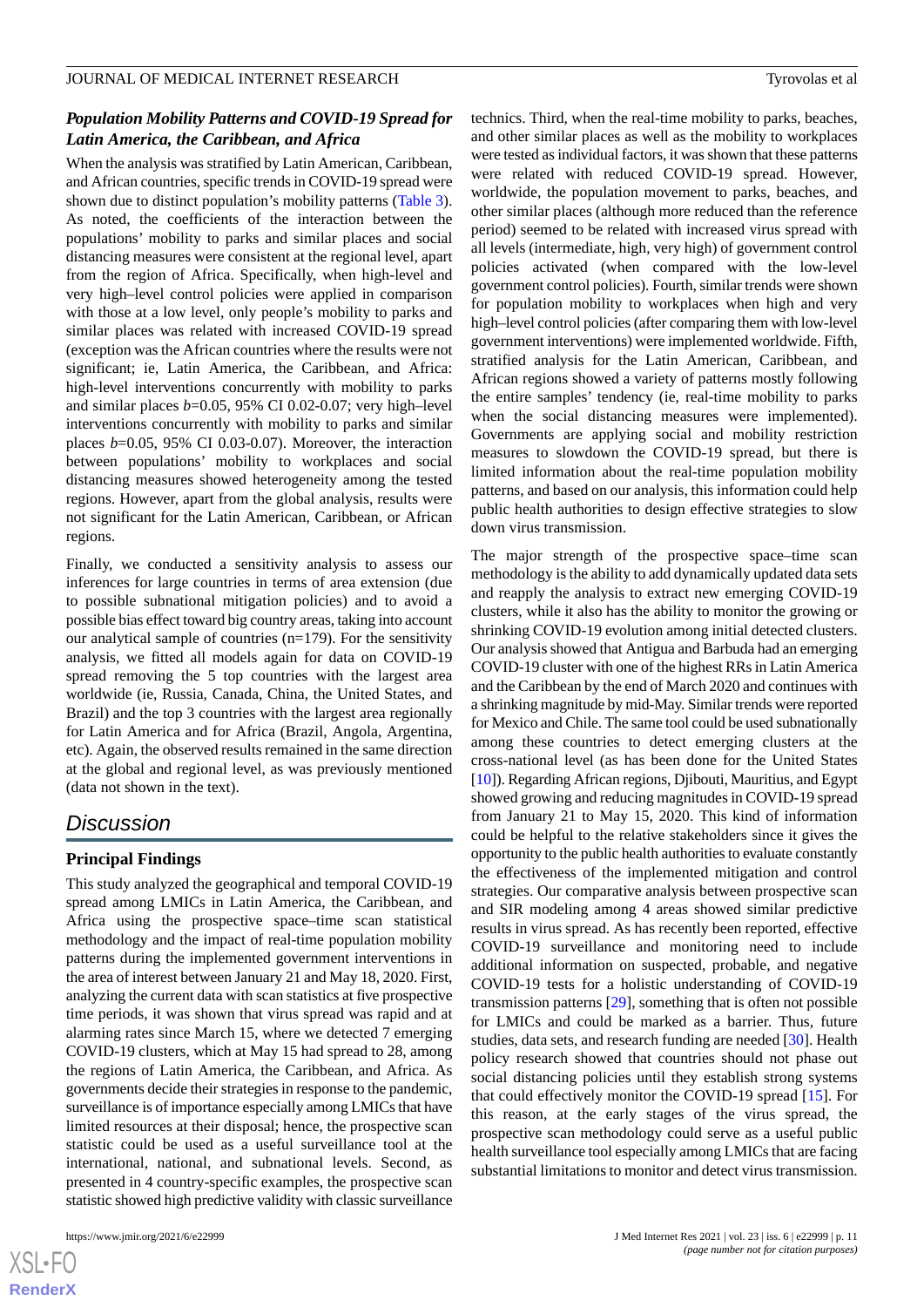### Population Mobility Patterns and COVID-19 Spread for Latin America, the Caribbean, and Africa

When the analysis was stratified by Latin American, Caribbean, and African countries, specific trends in COVID-19 spread were shown due to distinct population's mobility patterns (Table 3). As noted, the coefficients of the interaction between the populations' mobility to parks and similar places and social distancing measures were consistent at the regional level, apart from the region of Africa. Specifically, when high-level and very high–level control policies were applied in comparison with those at a low level, only people's mobility to parks and similar places was related with increased COVID-19 spread (exception was the African countries where the results were not significant; ie, Latin America, the Caribbean, and Africa: high-level interventions concurrently with mobility to parks and similar places *b*=0.05, 95% CI 0.02-0.07; very high–level interventions concurrently with mobility to parks and similar places *b*=0.05, 95% CI 0.03-0.07). Moreover, the interaction between populations' mobility to workplaces and social distancing measures showed heterogeneity among the tested regions. However, apart from the global analysis, results were not significant for the Latin American, Caribbean, or African regions.

Finally, we conducted a sensitivity analysis to assess our inferences for large countries in terms of area extension (due to possible subnational mitigation policies) and to avoid a possible bias effect toward big country areas, taking into account our analytical sample of countries (n=179). For the sensitivity analysis, we fitted all models again for data on COVID-19 spread removing the 5 top countries with the largest area worldwide (ie, Russia, Canada, China, the United States, and Brazil) and the top 3 countries with the largest area regionally for Latin America and for Africa (Brazil, Angola, Argentina, etc). Again, the observed results remained in the same direction at the global and regional level, as was previously mentioned (data not shown in the text).

## Discussion

### Principal Findings

This study analyzed the geographical and temporal COVID-19 spread among LMICs in Latin America, the Caribbean, and Africa using the prospective space–time scan statistical methodology and the impact of real-time population mobility patterns during the implemented government interventions in the area of interest between January 21 and May 18, 2020. First, analyzing the current data with scan statistics at five prospective time periods, it was shown that virus spread was rapid and at alarming rates since March 15, where we detected 7 emerging COVID-19 clusters, which at May 15 had spread to 28, among the regions of Latin America, the Caribbean, and Africa. As governments decide their strategies in response to the pandemic, surveillance is of importance especially among LMICs that have limited resources at their disposal; hence, the prospective scan statistic could be used as a useful surveillance tool at the international, national, and subnational levels. Second, as presented in 4 country-specific examples, the prospective scan statistic showed high predictive validity with classic surveillance technics. Third, when the real-time mobility to parks, beaches, and other similar places as well as the mobility to workplaces were tested as individual factors, it was shown that these patterns were related with reduced COVID-19 spread. However, worldwide, the population movement to parks, beaches, and other similar places (although more reduced than the reference period) seemed to be related with increased virus spread with all levels (intermediate, high, very high) of government control policies activated (when compared with the low-level government control policies). Fourth, similar trends were shown for population mobility to workplaces when high and very high–level control policies (after comparing them with low-level government interventions) were implemented worldwide. Fifth, stratified analysis for the Latin American, Caribbean, and African regions showed a variety of patterns mostly following the entire samples' tendency (ie, real-time mobility to parks when the social distancing measures were implemented). Governments are applying social and mobility restriction measures to slowdown the COVID-19 spread, but there is limited information about the real-time population mobility patterns, and based on our analysis, this information could help public health authorities to design effective strategies to slow down virus transmission.

The major strength of the prospective space–time scan methodology is the ability to add dynamically updated data sets and reapply the analysis to extract new emerging COVID-19 clusters, while it also has the ability to monitor the growing or shrinking COVID-19 evolution among initial detected clusters. Our analysis showed that Antigua and Barbuda had an emerging COVID-19 cluster with one of the highest RRs in Latin America and the Caribbean by the end of March 2020 and continues with a shrinking magnitude by mid-May. Similar trends were reported for Mexico and Chile. The same tool could be used subnationally among these countries to detect emerging clusters at the cross-national level (as has been done for the United States [10]). Regarding African regions, Djibouti, Mauritius, and Egypt showed growing and reducing magnitudes in COVID-19 spread from January 21 to May 15, 2020. This kind of information could be helpful to the relative stakeholders since it gives the opportunity to the public health authorities to evaluate constantly the effectiveness of the implemented mitigation and control strategies. Our comparative analysis between prospective scan and SIR modeling among 4 areas showed similar predictive results in virus spread. As has recently been reported, effective COVID-19 surveillance and monitoring need to include additional information on suspected, probable, and negative COVID-19 tests for a holistic understanding of COVID-19 transmission patterns [29], something that is often not possible for LMICs and could be marked as a barrier. Thus, future studies, data sets, and research funding are needed [30]. Health policy research showed that countries should not phase out social distancing policies until they establish strong systems that could effectively monitor the COVID-19 spread [15]. For this reason, at the early stages of the virus spread, the prospective scan methodology could serve as a useful public health surveillance tool especially among LMICs that are facing substantial limitations to monitor and detect virus transmission.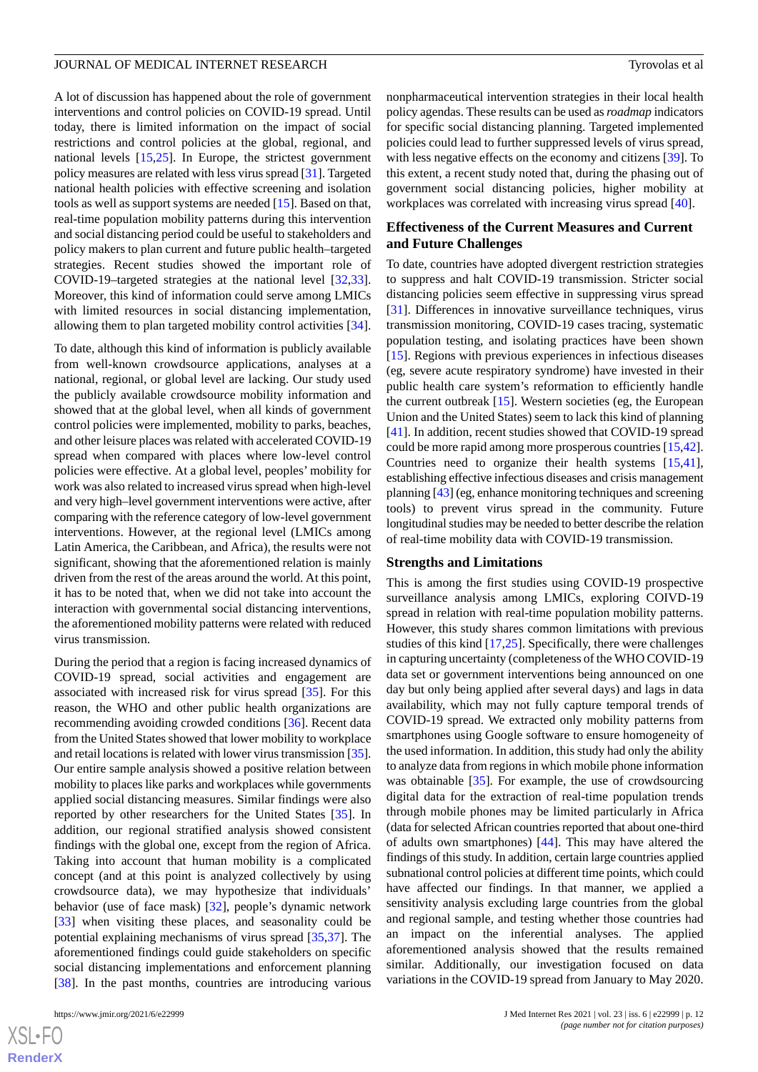A lot of discussion has happened about the role of government interventions and control policies on COVID-19 spread. Until today, there is limited information on the impact of social restrictions and control policies at the global, regional, and national levels [15,25]. In Europe, the strictest government policy measures are related with less virus spread [31]. Targeted national health policies with effective screening and isolation tools as well as support systems are needed [15]. Based on that, real-time population mobility patterns during this intervention and social distancing period could be useful to stakeholders and policy makers to plan current and future public health–targeted strategies. Recent studies showed the important role of COVID-19–targeted strategies at the national level [32,33]. Moreover, this kind of information could serve among LMICs with limited resources in social distancing implementation, allowing them to plan targeted mobility control activities [34].

To date, although this kind of information is publicly available from well-known crowdsource applications, analyses at a national, regional, or global level are lacking. Our study used the publicly available crowdsource mobility information and showed that at the global level, when all kinds of government control policies were implemented, mobility to parks, beaches, and other leisure places was related with accelerated COVID-19 spread when compared with places where low-level control policies were effective. At a global level, peoples' mobility for work was also related to increased virus spread when high-level and very high–level government interventions were active, after comparing with the reference category of low-level government interventions. However, at the regional level (LMICs among Latin America, the Caribbean, and Africa), the results were not significant, showing that the aforementioned relation is mainly driven from the rest of the areas around the world. At this point, it has to be noted that, when we did not take into account the interaction with governmental social distancing interventions, the aforementioned mobility patterns were related with reduced virus transmission.

During the period that a region is facing increased dynamics of COVID-19 spread, social activities and engagement are associated with increased risk for virus spread [35]. For this reason, the WHO and other public health organizations are recommending avoiding crowded conditions [36]. Recent data from the United States showed that lower mobility to workplace and retail locations is related with lower virus transmission [35]. Our entire sample analysis showed a positive relation between mobility to places like parks and workplaces while governments applied social distancing measures. Similar findings were also reported by other researchers for the United States [35]. In addition, our regional stratified analysis showed consistent findings with the global one, except from the region of Africa. Taking into account that human mobility is a complicated concept (and at this point is analyzed collectively by using crowdsource data), we may hypothesize that individuals' behavior (use of face mask) [32], people's dynamic network [33] when visiting these places, and seasonality could be potential explaining mechanisms of virus spread [35,37]. The aforementioned findings could guide stakeholders on specific social distancing implementations and enforcement planning [38]. In the past months, countries are introducing various nonpharmaceutical intervention strategies in their local health policy agendas. These results can be used as *roadmap* indicators for specific social distancing planning. Targeted implemented policies could lead to further suppressed levels of virus spread, with less negative effects on the economy and citizens [39]. To this extent, a recent study noted that, during the phasing out of government social distancing policies, higher mobility at workplaces was correlated with increasing virus spread [40].

### Effectiveness of the Current Measures and Current and Future Challenges

To date, countries have adopted divergent restriction strategies to suppress and halt COVID-19 transmission. Stricter social distancing policies seem effective in suppressing virus spread [31]. Differences in innovative surveillance techniques, virus transmission monitoring, COVID-19 cases tracing, systematic population testing, and isolating practices have been shown [15]. Regions with previous experiences in infectious diseases (eg, severe acute respiratory syndrome) have invested in their public health care system's reformation to efficiently handle the current outbreak [15]. Western societies (eg, the European Union and the United States) seem to lack this kind of planning [41]. In addition, recent studies showed that COVID-19 spread could be more rapid among more prosperous countries [15,42]. Countries need to organize their health systems [15,41], establishing effective infectious diseases and crisis management planning [43] (eg, enhance monitoring techniques and screening tools) to prevent virus spread in the community. Future longitudinal studies may be needed to better describe the relation of real-time mobility data with COVID-19 transmission.

### Strengths and Limitations

This is among the first studies using COVID-19 prospective surveillance analysis among LMICs, exploring COIVD-19 spread in relation with real-time population mobility patterns. However, this study shares common limitations with previous studies of this kind [17,25]. Specifically, there were challenges in capturing uncertainty (completeness of the WHO COVID-19 data set or government interventions being announced on one day but only being applied after several days) and lags in data availability, which may not fully capture temporal trends of COVID-19 spread. We extracted only mobility patterns from smartphones using Google software to ensure homogeneity of the used information. In addition, this study had only the ability to analyze data from regions in which mobile phone information was obtainable [35]. For example, the use of crowdsourcing digital data for the extraction of real-time population trends through mobile phones may be limited particularly in Africa (data for selected African countries reported that about one-third of adults own smartphones) [44]. This may have altered the findings of this study. In addition, certain large countries applied subnational control policies at different time points, which could have affected our findings. In that manner, we applied a sensitivity analysis excluding large countries from the global and regional sample, and testing whether those countries had an impact on the inferential analyses. The applied aforementioned analysis showed that the results remained similar. Additionally, our investigation focused on data variations in the COVID-19 spread from January to May 2020.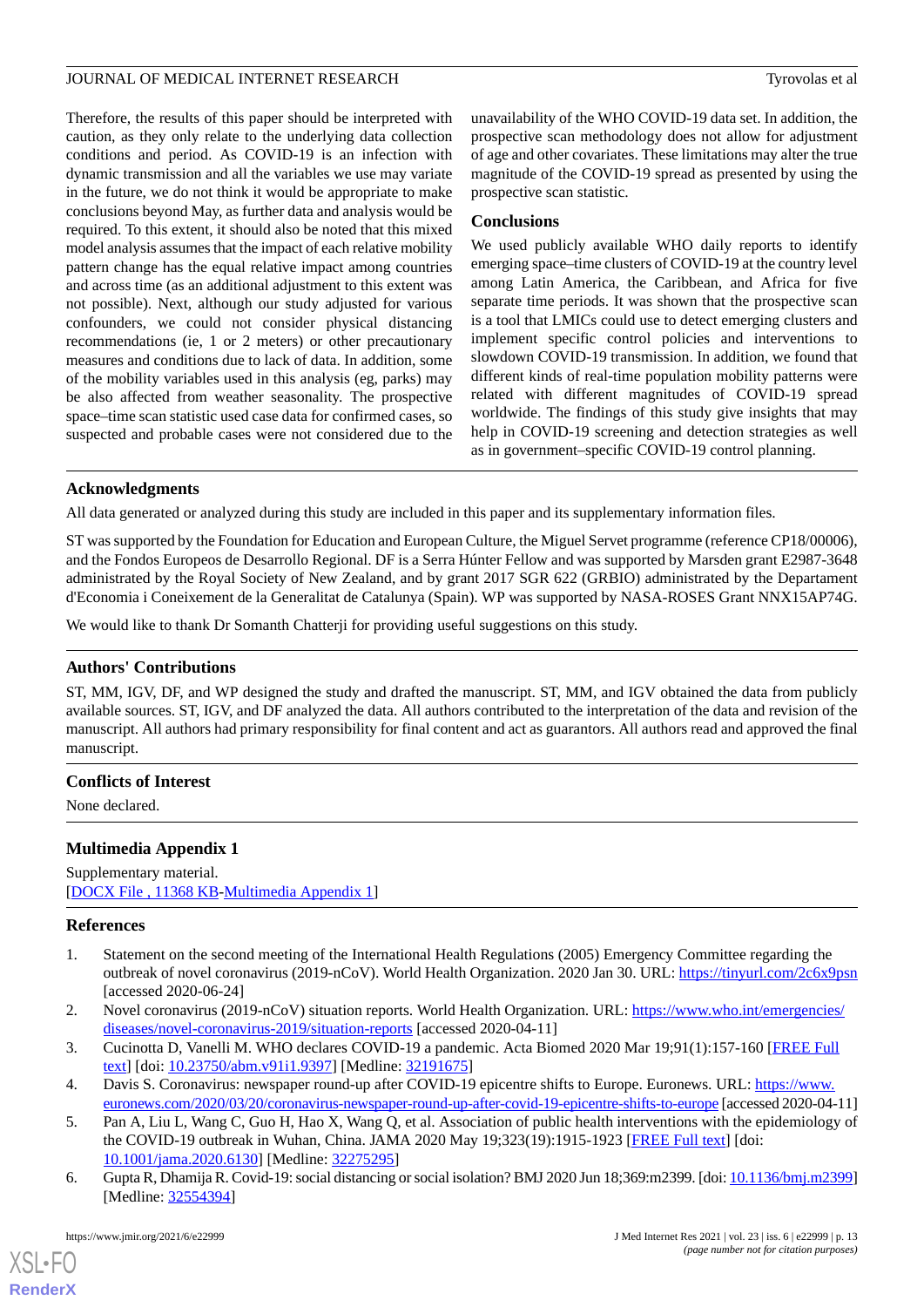Therefore, the results of this paper should be interpreted with caution, as they only relate to the underlying data collection conditions and period. As COVID-19 is an infection with dynamic transmission and all the variables we use may variate in the future, we do not think it would be appropriate to make conclusions beyond May, as further data and analysis would be required. To this extent, it should also be noted that this mixed model analysis assumes that the impact of each relative mobility pattern change has the equal relative impact among countries and across time (as an additional adjustment to this extent was not possible). Next, although our study adjusted for various confounders, we could not consider physical distancing recommendations (ie, 1 or 2 meters) or other precautionary measures and conditions due to lack of data. In addition, some of the mobility variables used in this analysis (eg, parks) may be also affected from weather seasonality. The prospective space–time scan statistic used case data for confirmed cases, so suspected and probable cases were not considered due to the unavailability of the WHO COVID-19 data set. In addition, the prospective scan methodology does not allow for adjustment of age and other covariates. These limitations may alter the true magnitude of the COVID-19 spread as presented by using the prospective scan statistic.

## Conclusions

We used publicly available WHO daily reports to identify emerging space–time clusters of COVID-19 at the country level among Latin America, the Caribbean, and Africa for five separate time periods. It was shown that the prospective scan is a tool that LMICs could use to detect emerging clusters and implement specific control policies and interventions to slowdown COVID-19 transmission. In addition, we found that different kinds of real-time population mobility patterns were related with different magnitudes of COVID-19 spread worldwide. The findings of this study give insights that may help in COVID-19 screening and detection strategies as well as in government–specific COVID-19 control planning.

## Acknowledgments

All data generated or analyzed during this study are included in this paper and its supplementary information files.

ST was supported by the Foundation for Education and European Culture, the Miguel Servet programme (reference CP18/00006), and the Fondos Europeos de Desarrollo Regional. DF is a Serra Húnter Fellow and was supported by Marsden grant E2987-3648 administrated by the Royal Society of New Zealand, and by grant 2017 SGR 622 (GRBIO) administrated by the Departament d'Economia i Coneixement de la Generalitat de Catalunya (Spain). WP was supported by NASA-ROSES Grant NNX15AP74G.

We would like to thank Dr Somanth Chatterji for providing useful suggestions on this study.

## Authors' Contributions

ST, MM, IGV, DF, and WP designed the study and drafted the manuscript. ST, MM, and IGV obtained the data from publicly available sources. ST, IGV, and DF analyzed the data. All authors contributed to the interpretation of the data and revision of the manuscript. All authors had primary responsibility for final content and act as guarantors. All authors read and approved the final manuscript.

## Conflicts of Interest

None declared.

## Multimedia Appendix 1

Supplementary material.
[DOCX File , 11368 KB-Multimedia Appendix 1]

## References

1. Statement on the second meeting of the International Health Regulations (2005) Emergency Committee regarding the outbreak of novel coronavirus (2019-nCoV). World Health Organization. 2020 Jan 30. URL: https://tinyurl.com/2c6x9psn [accessed 2020-06-24]
2. Novel coronavirus (2019-nCoV) situation reports. World Health Organization. URL: https://www.who.int/emergencies/diseases/novel-coronavirus-2019/situation-reports [accessed 2020-04-11]
3. Cucinotta D, Vanelli M. WHO declares COVID-19 a pandemic. Acta Biomed 2020 Mar 19;91(1):157-160 [FREE Full text] [doi: 10.23750/abm.v91i1.9397] [Medline: 32191675]
4. Davis S. Coronavirus: newspaper round-up after COVID-19 epicentre shifts to Europe. Euronews. URL: https://www.euronews.com/2020/03/20/coronavirus-newspaper-round-up-after-covid-19-epicentre-shifts-to-europe [accessed 2020-04-11]
5. Pan A, Liu L, Wang C, Guo H, Hao X, Wang Q, et al. Association of public health interventions with the epidemiology of the COVID-19 outbreak in Wuhan, China. JAMA 2020 May 19;323(19):1915-1923 [FREE Full text] [doi: 10.1001/jama.2020.6130] [Medline: 32275295]
6. Gupta R, Dhamija R. Covid-19: social distancing or social isolation? BMJ 2020 Jun 18;369:m2399. [doi: 10.1136/bmj.m2399] [Medline: 32554394]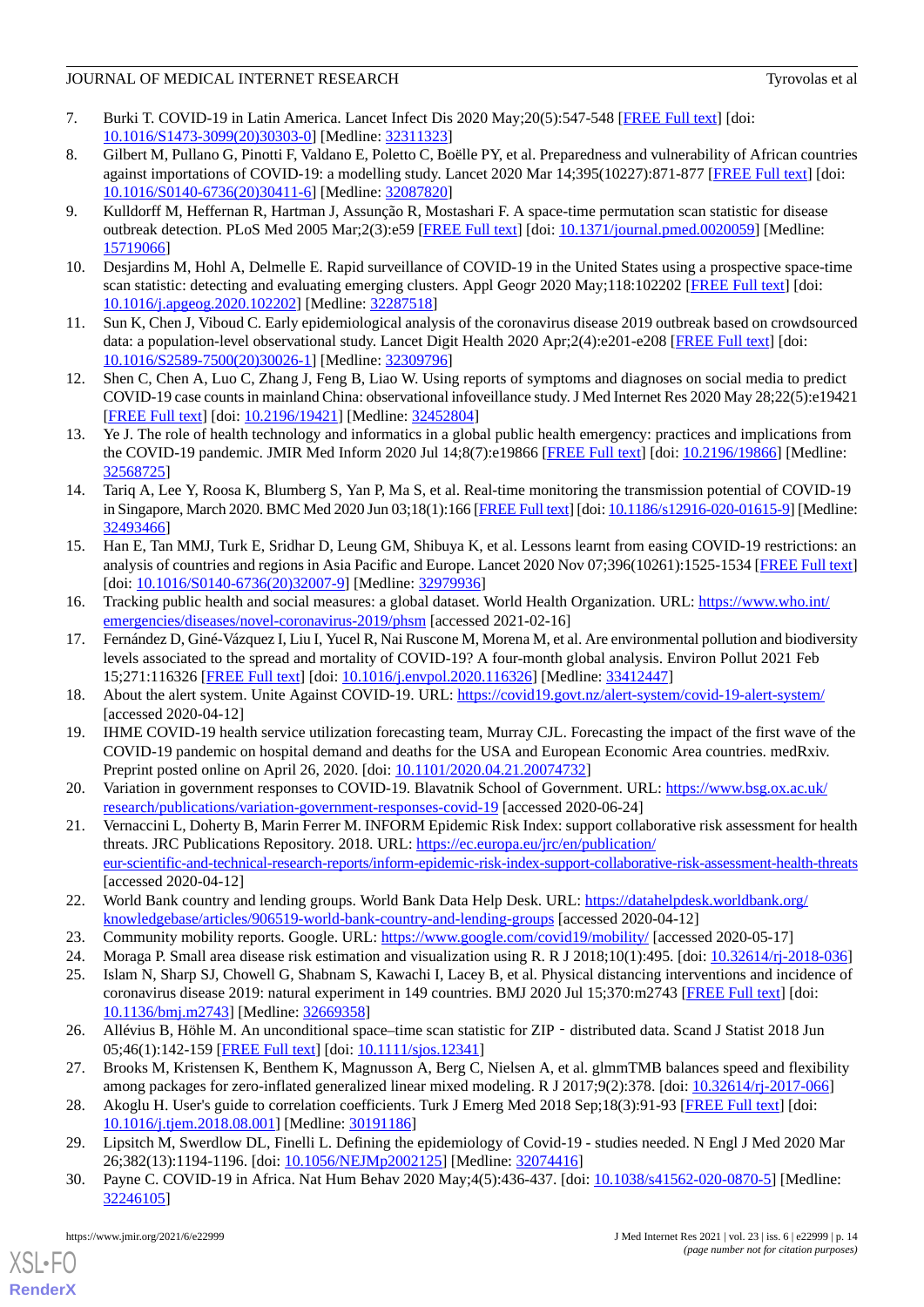7. Burki T. COVID-19 in Latin America. Lancet Infect Dis 2020 May;20(5):547-548 [FREE Full text] [doi: 10.1016/S1473-3099(20)30303-0] [Medline: 32311323]
8. Gilbert M, Pullano G, Pinotti F, Valdano E, Poletto C, Boëlle PY, et al. Preparedness and vulnerability of African countries against importations of COVID-19: a modelling study. Lancet 2020 Mar 14;395(10227):871-877 [FREE Full text] [doi: 10.1016/S0140-6736(20)30411-6] [Medline: 32087820]
9. Kulldorff M, Heffernan R, Hartman J, Assunção R, Mostashari F. A space-time permutation scan statistic for disease outbreak detection. PLoS Med 2005 Mar;2(3):e59 [FREE Full text] [doi: 10.1371/journal.pmed.0020059] [Medline: 15719066]
10. Desjardins M, Hohl A, Delmelle E. Rapid surveillance of COVID-19 in the United States using a prospective space-time scan statistic: detecting and evaluating emerging clusters. Appl Geogr 2020 May;118:102202 [FREE Full text] [doi: 10.1016/j.apgeog.2020.102202] [Medline: 32287518]
11. Sun K, Chen J, Viboud C. Early epidemiological analysis of the coronavirus disease 2019 outbreak based on crowdsourced data: a population-level observational study. Lancet Digit Health 2020 Apr;2(4):e201-e208 [FREE Full text] [doi: 10.1016/S2589-7500(20)30026-1] [Medline: 32309796]
12. Shen C, Chen A, Luo C, Zhang J, Feng B, Liao W. Using reports of symptoms and diagnoses on social media to predict COVID-19 case counts in mainland China: observational infoveillance study. J Med Internet Res 2020 May 28;22(5):e19421 [FREE Full text] [doi: 10.2196/19421] [Medline: 32452804]
13. Ye J. The role of health technology and informatics in a global public health emergency: practices and implications from the COVID-19 pandemic. JMIR Med Inform 2020 Jul 14;8(7):e19866 [FREE Full text] [doi: 10.2196/19866] [Medline: 32568725]
14. Tariq A, Lee Y, Roosa K, Blumberg S, Yan P, Ma S, et al. Real-time monitoring the transmission potential of COVID-19 in Singapore, March 2020. BMC Med 2020 Jun 03;18(1):166 [FREE Full text] [doi: 10.1186/s12916-020-01615-9] [Medline: 32493466]
15. Han E, Tan MMJ, Turk E, Sridhar D, Leung GM, Shibuya K, et al. Lessons learnt from easing COVID-19 restrictions: an analysis of countries and regions in Asia Pacific and Europe. Lancet 2020 Nov 07;396(10261):1525-1534 [FREE Full text] [doi: 10.1016/S0140-6736(20)32007-9] [Medline: 32979936]
16. Tracking public health and social measures: a global dataset. World Health Organization. URL: https://www.who.int/emergencies/diseases/novel-coronavirus-2019/phsm [accessed 2021-02-16]
17. Fernández D, Giné-Vázquez I, Liu I, Yucel R, Nai Ruscone M, Morena M, et al. Are environmental pollution and biodiversity levels associated to the spread and mortality of COVID-19? A four-month global analysis. Environ Pollut 2021 Feb 15;271:116326 [FREE Full text] [doi: 10.1016/j.envpol.2020.116326] [Medline: 33412447]
18. About the alert system. Unite Against COVID-19. URL: https://covid19.govt.nz/alert-system/covid-19-alert-system/ [accessed 2020-04-12]
19. IHME COVID-19 health service utilization forecasting team, Murray CJL. Forecasting the impact of the first wave of the COVID-19 pandemic on hospital demand and deaths for the USA and European Economic Area countries. medRxiv. Preprint posted online on April 26, 2020. [doi: 10.1101/2020.04.21.20074732]
20. Variation in government responses to COVID-19. Blavatnik School of Government. URL: https://www.bsg.ox.ac.uk/research/publications/variation-government-responses-covid-19 [accessed 2020-06-24]
21. Vernaccini L, Doherty B, Marin Ferrer M. INFORM Epidemic Risk Index: support collaborative risk assessment for health threats. JRC Publications Repository. 2018. URL: https://ec.europa.eu/jrc/en/publication/eur-scientific-and-technical-research-reports/inform-epidemic-risk-index-support-collaborative-risk-assessment-health-threats [accessed 2020-04-12]
22. World Bank country and lending groups. World Bank Data Help Desk. URL: https://datahelpdesk.worldbank.org/knowledgebase/articles/906519-world-bank-country-and-lending-groups [accessed 2020-04-12]
23. Community mobility reports. Google. URL: https://www.google.com/covid19/mobility/ [accessed 2020-05-17]
24. Moraga P. Small area disease risk estimation and visualization using R. R J 2018;10(1):495. [doi: 10.32614/rj-2018-036]
25. Islam N, Sharp SJ, Chowell G, Shabnam S, Kawachi I, Lacey B, et al. Physical distancing interventions and incidence of coronavirus disease 2019: natural experiment in 149 countries. BMJ 2020 Jul 15;370:m2743 [FREE Full text] [doi: 10.1136/bmj.m2743] [Medline: 32669358]
26. Allévius B, Höhle M. An unconditional space–time scan statistic for ZIP‐distributed data. Scand J Statist 2018 Jun 05;46(1):142-159 [FREE Full text] [doi: 10.1111/sjos.12341]
27. Brooks M, Kristensen K, Benthem K, Magnusson A, Berg C, Nielsen A, et al. glmmTMB balances speed and flexibility among packages for zero-inflated generalized linear mixed modeling. R J 2017;9(2):378. [doi: 10.32614/rj-2017-066]
28. Akoglu H. User's guide to correlation coefficients. Turk J Emerg Med 2018 Sep;18(3):91-93 [FREE Full text] [doi: 10.1016/j.tjem.2018.08.001] [Medline: 30191186]
29. Lipsitch M, Swerdlow DL, Finelli L. Defining the epidemiology of Covid-19 - studies needed. N Engl J Med 2020 Mar 26;382(13):1194-1196. [doi: 10.1056/NEJMp2002125] [Medline: 32074416]
30. Payne C. COVID-19 in Africa. Nat Hum Behav 2020 May;4(5):436-437. [doi: 10.1038/s41562-020-0870-5] [Medline: 32246105]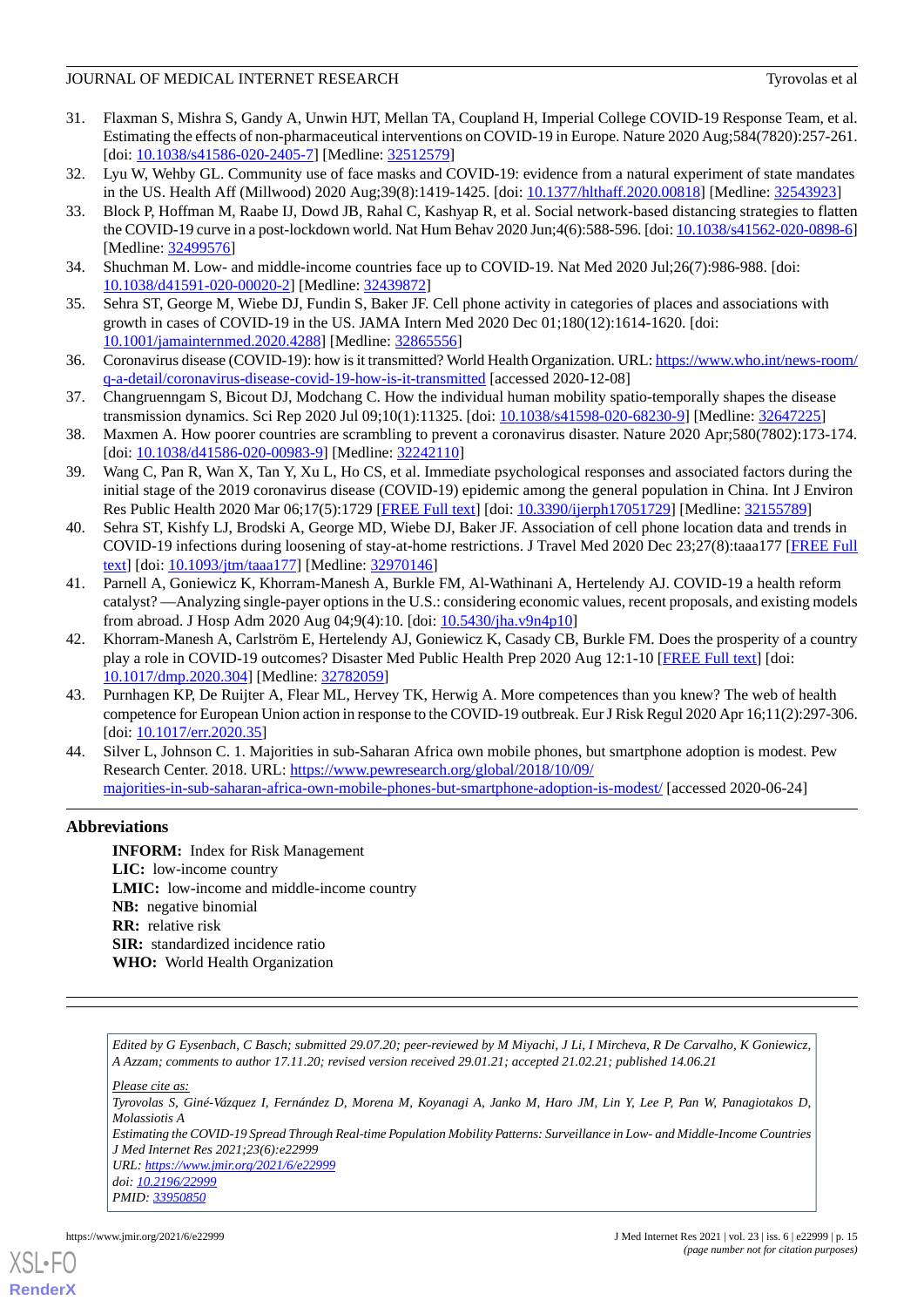31. Flaxman S, Mishra S, Gandy A, Unwin HJT, Mellan TA, Coupland H, Imperial College COVID-19 Response Team, et al. Estimating the effects of non-pharmaceutical interventions on COVID-19 in Europe. Nature 2020 Aug;584(7820):257-261. [doi: 10.1038/s41586-020-2405-7] [Medline: 32512579]
32. Lyu W, Wehby GL. Community use of face masks and COVID-19: evidence from a natural experiment of state mandates in the US. Health Aff (Millwood) 2020 Aug;39(8):1419-1425. [doi: 10.1377/hlthaff.2020.00818] [Medline: 32543923]
33. Block P, Hoffman M, Raabe IJ, Dowd JB, Rahal C, Kashyap R, et al. Social network-based distancing strategies to flatten the COVID-19 curve in a post-lockdown world. Nat Hum Behav 2020 Jun;4(6):588-596. [doi: 10.1038/s41562-020-0898-6] [Medline: 32499576]
34. Shuchman M. Low- and middle-income countries face up to COVID-19. Nat Med 2020 Jul;26(7):986-988. [doi: 10.1038/d41591-020-00020-2] [Medline: 32439872]
35. Sehra ST, George M, Wiebe DJ, Fundin S, Baker JF. Cell phone activity in categories of places and associations with growth in cases of COVID-19 in the US. JAMA Intern Med 2020 Dec 01;180(12):1614-1620. [doi: 10.1001/jamainternmed.2020.4288] [Medline: 32865556]
36. Coronavirus disease (COVID-19): how is it transmitted? World Health Organization. URL: https://www.who.int/news-room/q-a-detail/coronavirus-disease-covid-19-how-is-it-transmitted [accessed 2020-12-08]
37. Changruenngam S, Bicout DJ, Modchang C. How the individual human mobility spatio-temporally shapes the disease transmission dynamics. Sci Rep 2020 Jul 09;10(1):11325. [doi: 10.1038/s41598-020-68230-9] [Medline: 32647225]
38. Maxmen A. How poorer countries are scrambling to prevent a coronavirus disaster. Nature 2020 Apr;580(7802):173-174. [doi: 10.1038/d41586-020-00983-9] [Medline: 32242110]
39. Wang C, Pan R, Wan X, Tan Y, Xu L, Ho CS, et al. Immediate psychological responses and associated factors during the initial stage of the 2019 coronavirus disease (COVID-19) epidemic among the general population in China. Int J Environ Res Public Health 2020 Mar 06;17(5):1729 [FREE Full text] [doi: 10.3390/ijerph17051729] [Medline: 32155789]
40. Sehra ST, Kishfy LJ, Brodski A, George MD, Wiebe DJ, Baker JF. Association of cell phone location data and trends in COVID-19 infections during loosening of stay-at-home restrictions. J Travel Med 2020 Dec 23;27(8):taaa177 [FREE Full text] [doi: 10.1093/jtm/taaa177] [Medline: 32970146]
41. Parnell A, Goniewicz K, Khorram-Manesh A, Burkle FM, Al-Wathinani A, Hertelendy AJ. COVID-19 a health reform catalyst? —Analyzing single-payer options in the U.S.: considering economic values, recent proposals, and existing models from abroad. J Hosp Adm 2020 Aug 04;9(4):10. [doi: 10.5430/jha.v9n4p10]
42. Khorram-Manesh A, Carlström E, Hertelendy AJ, Goniewicz K, Casady CB, Burkle FM. Does the prosperity of a country play a role in COVID-19 outcomes? Disaster Med Public Health Prep 2020 Aug 12:1-10 [FREE Full text] [doi: 10.1017/dmp.2020.304] [Medline: 32782059]
43. Purnhagen KP, De Ruijter A, Flear ML, Hervey TK, Herwig A. More competences than you knew? The web of health competence for European Union action in response to the COVID-19 outbreak. Eur J Risk Regul 2020 Apr 16;11(2):297-306. [doi: 10.1017/err.2020.35]
44. Silver L, Johnson C. 1. Majorities in sub-Saharan Africa own mobile phones, but smartphone adoption is modest. Pew Research Center. 2018. URL: https://www.pewresearch.org/global/2018/10/09/majorities-in-sub-saharan-africa-own-mobile-phones-but-smartphone-adoption-is-modest/ [accessed 2020-06-24]

## Abbreviations

**INFORM:** Index for Risk Management
**LIC:** low-income country
**LMIC:** low-income and middle-income country
**NB:** negative binomial
**RR:** relative risk
**SIR:** standardized incidence ratio
**WHO:** World Health Organization

*Edited by G Eysenbach, C Basch; submitted 29.07.20; peer-reviewed by M Miyachi, J Li, I Mircheva, R De Carvalho, K Goniewicz, A Azzam; comments to author 17.11.20; revised version received 29.01.21; accepted 21.02.21; published 14.06.21*

*Please cite as:*
*Tyrovolas S, Giné-Vázquez I, Fernández D, Morena M, Koyanagi A, Janko M, Haro JM, Lin Y, Lee P, Pan W, Panagiotakos D, Molassiotis A*
*Estimating the COVID-19 Spread Through Real-time Population Mobility Patterns: Surveillance in Low- and Middle-Income Countries*
*J Med Internet Res 2021;23(6):e22999*
*URL: https://www.jmir.org/2021/6/e22999*
*doi: 10.2196/22999*
*PMID: 33950850*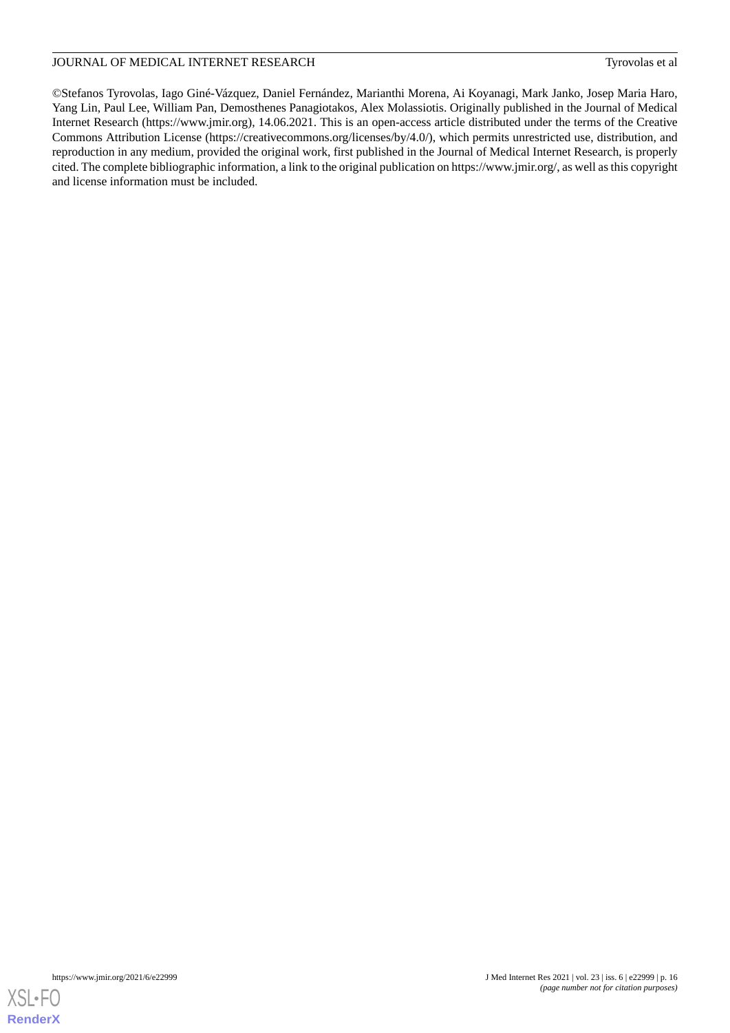©Stefanos Tyrovolas, Iago Giné-Vázquez, Daniel Fernández, Marianthi Morena, Ai Koyanagi, Mark Janko, Josep Maria Haro, Yang Lin, Paul Lee, William Pan, Demosthenes Panagiotakos, Alex Molassiotis. Originally published in the Journal of Medical Internet Research (https://www.jmir.org), 14.06.2021. This is an open-access article distributed under the terms of the Creative Commons Attribution License (https://creativecommons.org/licenses/by/4.0/), which permits unrestricted use, distribution, and reproduction in any medium, provided the original work, first published in the Journal of Medical Internet Research, is properly cited. The complete bibliographic information, a link to the original publication on https://www.jmir.org/, as well as this copyright and license information must be included.